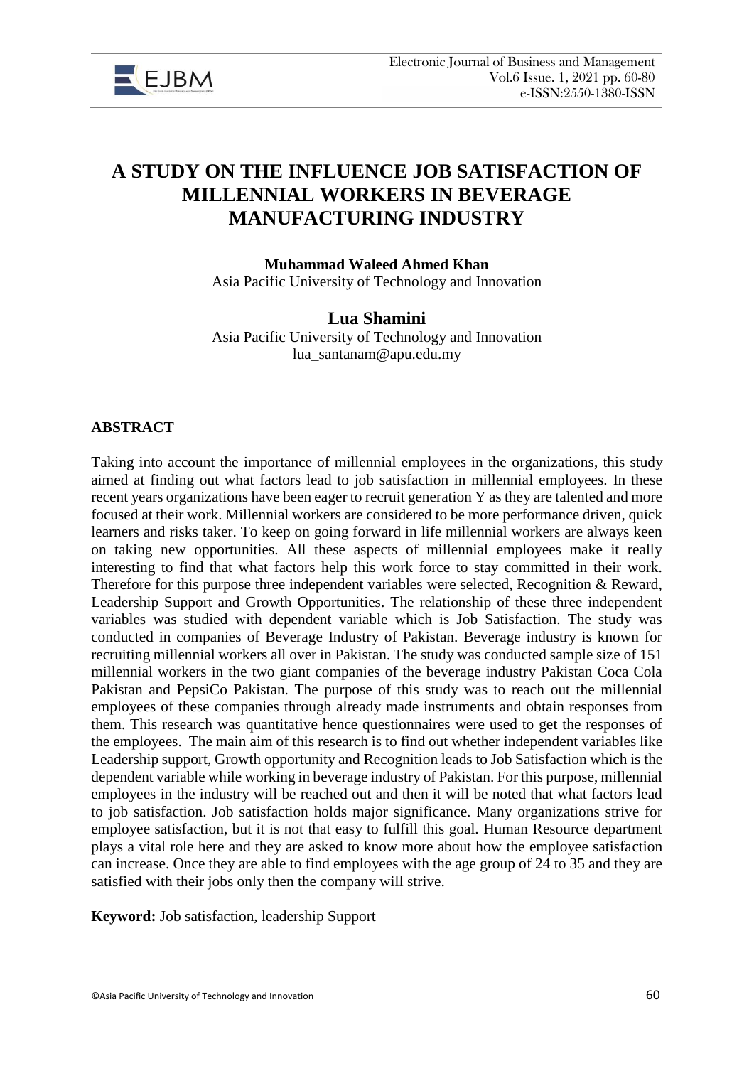# A STUDY ON THE INFLUENCE JOB SATISFACTION OF MILLENNIAL WORKERS IN BEVERAGE MANUFACTURING INDUSTRY

**Muhammad Waleed Ahmed Khan**
Asia Pacific University of Technology and Innovation

**Lua Shamini**
Asia Pacific University of Technology and Innovation
lua_santanam@apu.edu.my

## ABSTRACT

Taking into account the importance of millennial employees in the organizations, this study aimed at finding out what factors lead to job satisfaction in millennial employees. In these recent years organizations have been eager to recruit generation Y as they are talented and more focused at their work. Millennial workers are considered to be more performance driven, quick learners and risks taker. To keep on going forward in life millennial workers are always keen on taking new opportunities. All these aspects of millennial employees make it really interesting to find that what factors help this work force to stay committed in their work. Therefore for this purpose three independent variables were selected, Recognition & Reward, Leadership Support and Growth Opportunities. The relationship of these three independent variables was studied with dependent variable which is Job Satisfaction. The study was conducted in companies of Beverage Industry of Pakistan. Beverage industry is known for recruiting millennial workers all over in Pakistan. The study was conducted sample size of 151 millennial workers in the two giant companies of the beverage industry Pakistan Coca Cola Pakistan and PepsiCo Pakistan. The purpose of this study was to reach out the millennial employees of these companies through already made instruments and obtain responses from them. This research was quantitative hence questionnaires were used to get the responses of the employees. The main aim of this research is to find out whether independent variables like Leadership support, Growth opportunity and Recognition leads to Job Satisfaction which is the dependent variable while working in beverage industry of Pakistan. For this purpose, millennial employees in the industry will be reached out and then it will be noted that what factors lead to job satisfaction. Job satisfaction holds major significance. Many organizations strive for employee satisfaction, but it is not that easy to fulfill this goal. Human Resource department plays a vital role here and they are asked to know more about how the employee satisfaction can increase. Once they are able to find employees with the age group of 24 to 35 and they are satisfied with their jobs only then the company will strive.

**Keyword:** Job satisfaction, leadership Support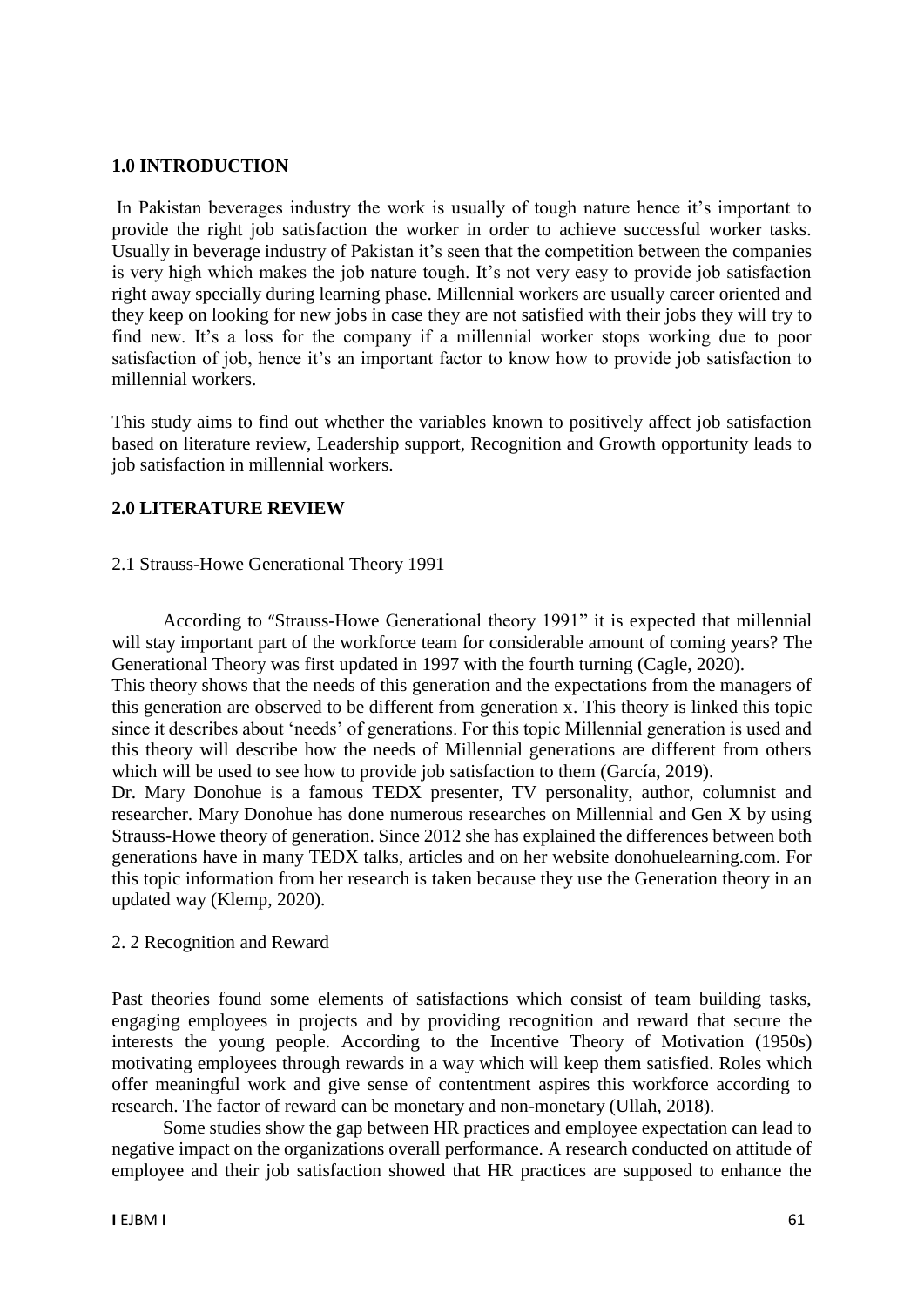## 1.0 INTRODUCTION

In Pakistan beverages industry the work is usually of tough nature hence it's important to provide the right job satisfaction the worker in order to achieve successful worker tasks. Usually in beverage industry of Pakistan it's seen that the competition between the companies is very high which makes the job nature tough. It's not very easy to provide job satisfaction right away specially during learning phase. Millennial workers are usually career oriented and they keep on looking for new jobs in case they are not satisfied with their jobs they will try to find new. It's a loss for the company if a millennial worker stops working due to poor satisfaction of job, hence it's an important factor to know how to provide job satisfaction to millennial workers.

This study aims to find out whether the variables known to positively affect job satisfaction based on literature review, Leadership support, Recognition and Growth opportunity leads to job satisfaction in millennial workers.

## 2.0 LITERATURE REVIEW

### 2.1 Strauss-Howe Generational Theory 1991

According to "Strauss-Howe Generational theory 1991" it is expected that millennial will stay important part of the workforce team for considerable amount of coming years? The Generational Theory was first updated in 1997 with the fourth turning (Cagle, 2020).

This theory shows that the needs of this generation and the expectations from the managers of this generation are observed to be different from generation x. This theory is linked this topic since it describes about 'needs' of generations. For this topic Millennial generation is used and this theory will describe how the needs of Millennial generations are different from others which will be used to see how to provide job satisfaction to them (García, 2019).

Dr. Mary Donohue is a famous TEDX presenter, TV personality, author, columnist and researcher. Mary Donohue has done numerous researches on Millennial and Gen X by using Strauss-Howe theory of generation. Since 2012 she has explained the differences between both generations have in many TEDX talks, articles and on her website donohuelearning.com. For this topic information from her research is taken because they use the Generation theory in an updated way (Klemp, 2020).

### 2. 2 Recognition and Reward

Past theories found some elements of satisfactions which consist of team building tasks, engaging employees in projects and by providing recognition and reward that secure the interests the young people. According to the Incentive Theory of Motivation (1950s) motivating employees through rewards in a way which will keep them satisfied. Roles which offer meaningful work and give sense of contentment aspires this workforce according to research. The factor of reward can be monetary and non-monetary (Ullah, 2018).

Some studies show the gap between HR practices and employee expectation can lead to negative impact on the organizations overall performance. A research conducted on attitude of employee and their job satisfaction showed that HR practices are supposed to enhance the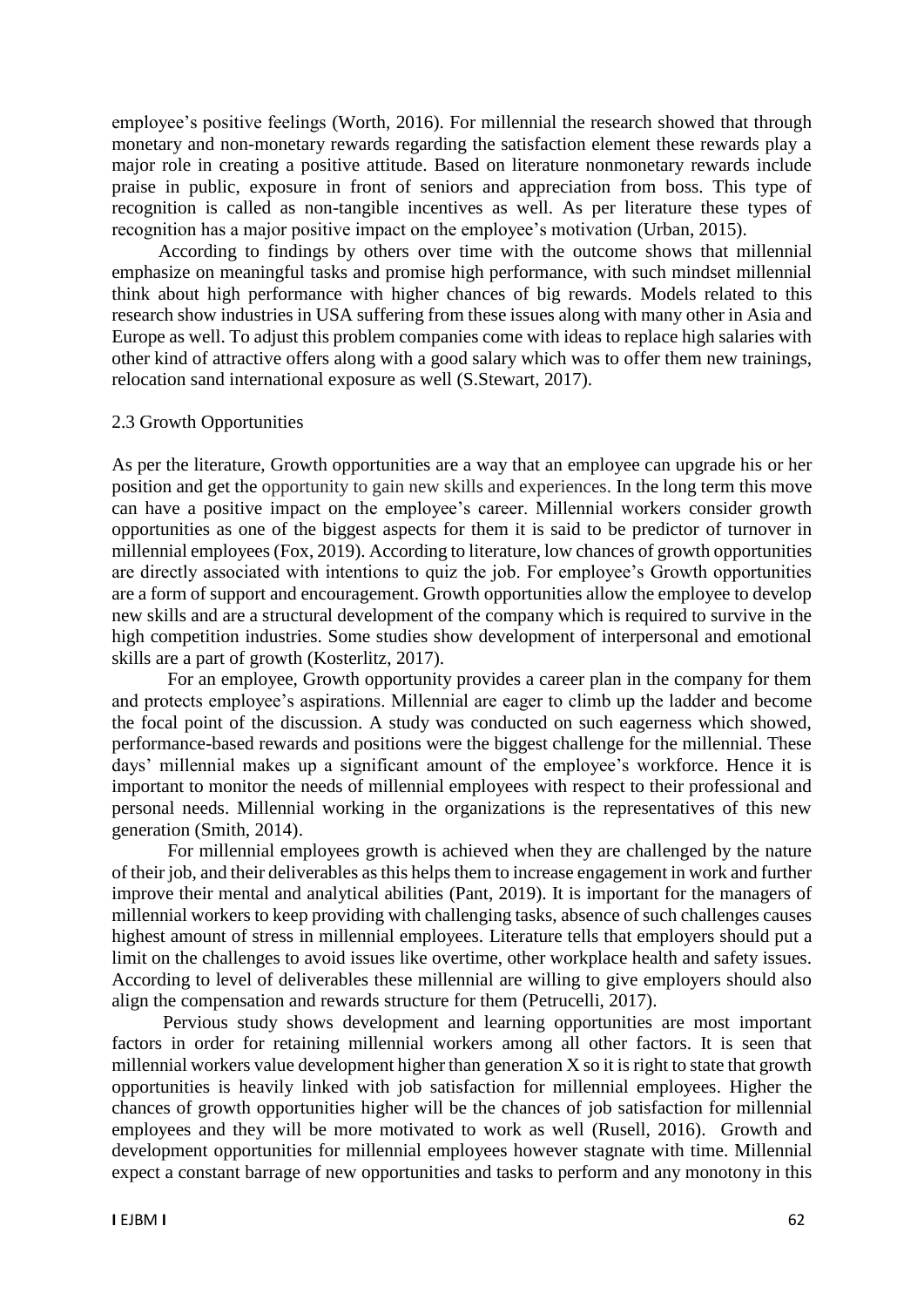employee's positive feelings (Worth, 2016). For millennial the research showed that through monetary and non-monetary rewards regarding the satisfaction element these rewards play a major role in creating a positive attitude. Based on literature nonmonetary rewards include praise in public, exposure in front of seniors and appreciation from boss. This type of recognition is called as non-tangible incentives as well. As per literature these types of recognition has a major positive impact on the employee's motivation (Urban, 2015).

According to findings by others over time with the outcome shows that millennial emphasize on meaningful tasks and promise high performance, with such mindset millennial think about high performance with higher chances of big rewards. Models related to this research show industries in USA suffering from these issues along with many other in Asia and Europe as well. To adjust this problem companies come with ideas to replace high salaries with other kind of attractive offers along with a good salary which was to offer them new trainings, relocation sand international exposure as well (S.Stewart, 2017).

## 2.3 Growth Opportunities

As per the literature, Growth opportunities are a way that an employee can upgrade his or her position and get the opportunity to gain new skills and experiences. In the long term this move can have a positive impact on the employee's career. Millennial workers consider growth opportunities as one of the biggest aspects for them it is said to be predictor of turnover in millennial employees (Fox, 2019). According to literature, low chances of growth opportunities are directly associated with intentions to quiz the job. For employee's Growth opportunities are a form of support and encouragement. Growth opportunities allow the employee to develop new skills and are a structural development of the company which is required to survive in the high competition industries. Some studies show development of interpersonal and emotional skills are a part of growth (Kosterlitz, 2017).

For an employee, Growth opportunity provides a career plan in the company for them and protects employee's aspirations. Millennial are eager to climb up the ladder and become the focal point of the discussion. A study was conducted on such eagerness which showed, performance-based rewards and positions were the biggest challenge for the millennial. These days' millennial makes up a significant amount of the employee's workforce. Hence it is important to monitor the needs of millennial employees with respect to their professional and personal needs. Millennial working in the organizations is the representatives of this new generation (Smith, 2014).

For millennial employees growth is achieved when they are challenged by the nature of their job, and their deliverables as this helps them to increase engagement in work and further improve their mental and analytical abilities (Pant, 2019). It is important for the managers of millennial workers to keep providing with challenging tasks, absence of such challenges causes highest amount of stress in millennial employees. Literature tells that employers should put a limit on the challenges to avoid issues like overtime, other workplace health and safety issues. According to level of deliverables these millennial are willing to give employers should also align the compensation and rewards structure for them (Petrucelli, 2017).

Pervious study shows development and learning opportunities are most important factors in order for retaining millennial workers among all other factors. It is seen that millennial workers value development higher than generation X so it is right to state that growth opportunities is heavily linked with job satisfaction for millennial employees. Higher the chances of growth opportunities higher will be the chances of job satisfaction for millennial employees and they will be more motivated to work as well (Rusell, 2016). Growth and development opportunities for millennial employees however stagnate with time. Millennial expect a constant barrage of new opportunities and tasks to perform and any monotony in this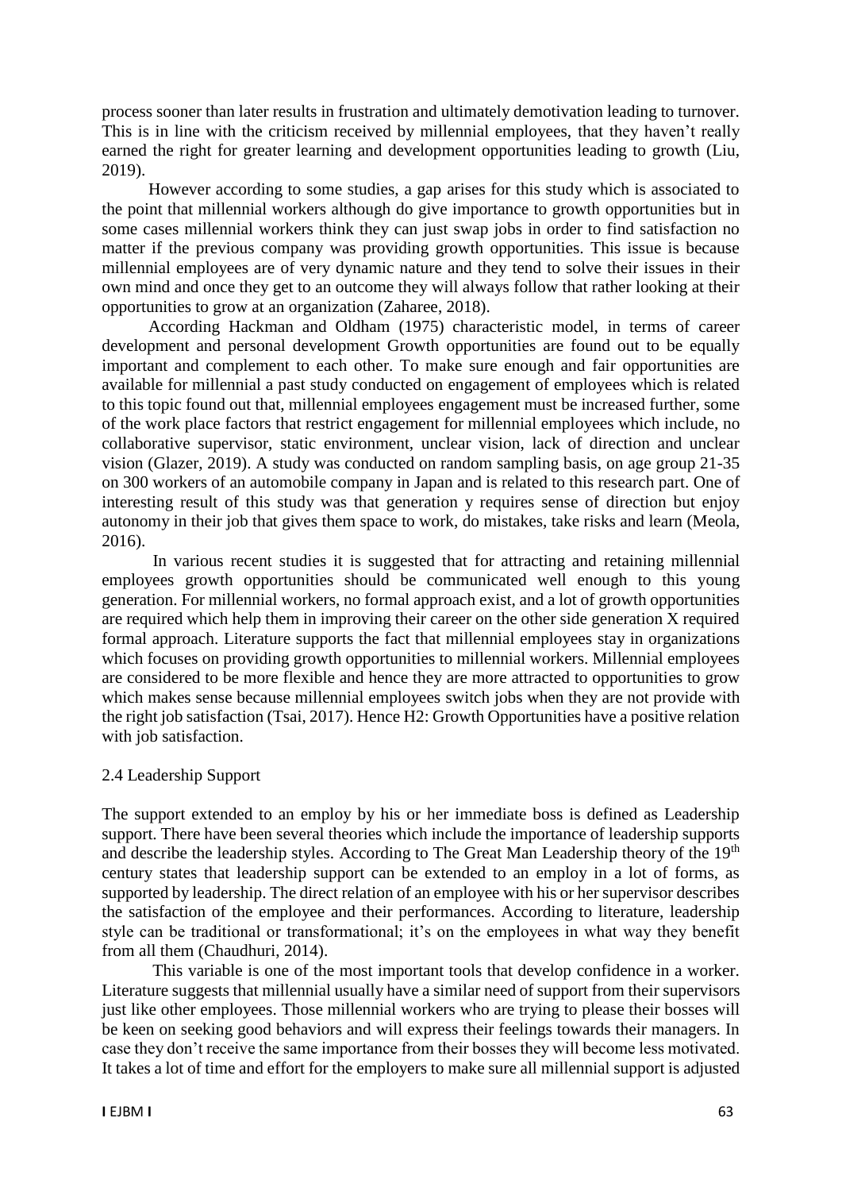process sooner than later results in frustration and ultimately demotivation leading to turnover. This is in line with the criticism received by millennial employees, that they haven't really earned the right for greater learning and development opportunities leading to growth (Liu, 2019).

However according to some studies, a gap arises for this study which is associated to the point that millennial workers although do give importance to growth opportunities but in some cases millennial workers think they can just swap jobs in order to find satisfaction no matter if the previous company was providing growth opportunities. This issue is because millennial employees are of very dynamic nature and they tend to solve their issues in their own mind and once they get to an outcome they will always follow that rather looking at their opportunities to grow at an organization (Zaharee, 2018).

According Hackman and Oldham (1975) characteristic model, in terms of career development and personal development Growth opportunities are found out to be equally important and complement to each other. To make sure enough and fair opportunities are available for millennial a past study conducted on engagement of employees which is related to this topic found out that, millennial employees engagement must be increased further, some of the work place factors that restrict engagement for millennial employees which include, no collaborative supervisor, static environment, unclear vision, lack of direction and unclear vision (Glazer, 2019). A study was conducted on random sampling basis, on age group 21-35 on 300 workers of an automobile company in Japan and is related to this research part. One of interesting result of this study was that generation y requires sense of direction but enjoy autonomy in their job that gives them space to work, do mistakes, take risks and learn (Meola, 2016).

In various recent studies it is suggested that for attracting and retaining millennial employees growth opportunities should be communicated well enough to this young generation. For millennial workers, no formal approach exist, and a lot of growth opportunities are required which help them in improving their career on the other side generation X required formal approach. Literature supports the fact that millennial employees stay in organizations which focuses on providing growth opportunities to millennial workers. Millennial employees are considered to be more flexible and hence they are more attracted to opportunities to grow which makes sense because millennial employees switch jobs when they are not provide with the right job satisfaction (Tsai, 2017). Hence H2: Growth Opportunities have a positive relation with job satisfaction.

## 2.4 Leadership Support

The support extended to an employ by his or her immediate boss is defined as Leadership support. There have been several theories which include the importance of leadership supports and describe the leadership styles. According to The Great Man Leadership theory of the 19th century states that leadership support can be extended to an employ in a lot of forms, as supported by leadership. The direct relation of an employee with his or her supervisor describes the satisfaction of the employee and their performances. According to literature, leadership style can be traditional or transformational; it's on the employees in what way they benefit from all them (Chaudhuri, 2014).

This variable is one of the most important tools that develop confidence in a worker. Literature suggests that millennial usually have a similar need of support from their supervisors just like other employees. Those millennial workers who are trying to please their bosses will be keen on seeking good behaviors and will express their feelings towards their managers. In case they don't receive the same importance from their bosses they will become less motivated. It takes a lot of time and effort for the employers to make sure all millennial support is adjusted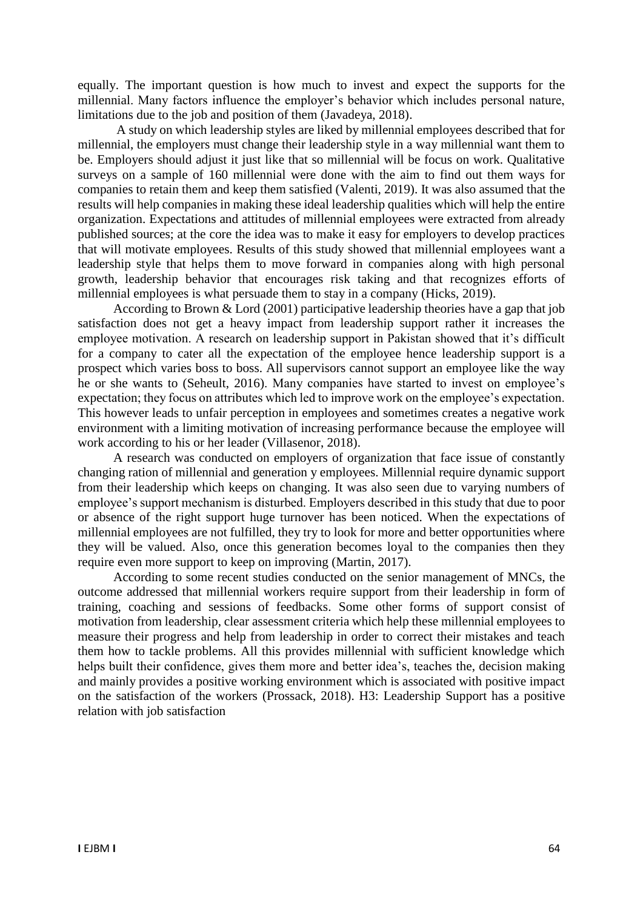equally. The important question is how much to invest and expect the supports for the millennial. Many factors influence the employer's behavior which includes personal nature, limitations due to the job and position of them (Javadeya, 2018).

A study on which leadership styles are liked by millennial employees described that for millennial, the employers must change their leadership style in a way millennial want them to be. Employers should adjust it just like that so millennial will be focus on work. Qualitative surveys on a sample of 160 millennial were done with the aim to find out them ways for companies to retain them and keep them satisfied (Valenti, 2019). It was also assumed that the results will help companies in making these ideal leadership qualities which will help the entire organization. Expectations and attitudes of millennial employees were extracted from already published sources; at the core the idea was to make it easy for employers to develop practices that will motivate employees. Results of this study showed that millennial employees want a leadership style that helps them to move forward in companies along with high personal growth, leadership behavior that encourages risk taking and that recognizes efforts of millennial employees is what persuade them to stay in a company (Hicks, 2019).

According to Brown & Lord (2001) participative leadership theories have a gap that job satisfaction does not get a heavy impact from leadership support rather it increases the employee motivation. A research on leadership support in Pakistan showed that it's difficult for a company to cater all the expectation of the employee hence leadership support is a prospect which varies boss to boss. All supervisors cannot support an employee like the way he or she wants to (Seheult, 2016). Many companies have started to invest on employee's expectation; they focus on attributes which led to improve work on the employee's expectation. This however leads to unfair perception in employees and sometimes creates a negative work environment with a limiting motivation of increasing performance because the employee will work according to his or her leader (Villasenor, 2018).

A research was conducted on employers of organization that face issue of constantly changing ration of millennial and generation y employees. Millennial require dynamic support from their leadership which keeps on changing. It was also seen due to varying numbers of employee's support mechanism is disturbed. Employers described in this study that due to poor or absence of the right support huge turnover has been noticed. When the expectations of millennial employees are not fulfilled, they try to look for more and better opportunities where they will be valued. Also, once this generation becomes loyal to the companies then they require even more support to keep on improving (Martin, 2017).

According to some recent studies conducted on the senior management of MNCs, the outcome addressed that millennial workers require support from their leadership in form of training, coaching and sessions of feedbacks. Some other forms of support consist of motivation from leadership, clear assessment criteria which help these millennial employees to measure their progress and help from leadership in order to correct their mistakes and teach them how to tackle problems. All this provides millennial with sufficient knowledge which helps built their confidence, gives them more and better idea's, teaches the, decision making and mainly provides a positive working environment which is associated with positive impact on the satisfaction of the workers (Prossack, 2018). H3: Leadership Support has a positive relation with job satisfaction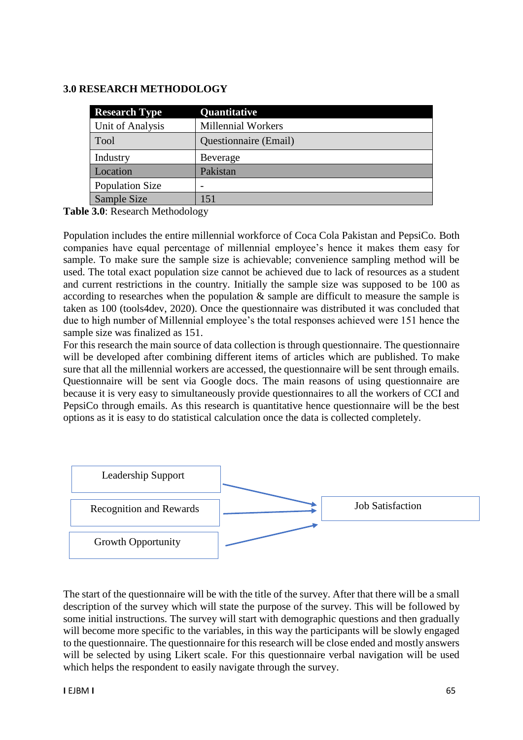### 3.0 RESEARCH METHODOLOGY

| Research Type | Quantitative |
|---|---|
| Unit of Analysis | Millennial Workers |
| Tool | Questionnaire (Email) |
| Industry | Beverage |
| Location | Pakistan |
| Population Size | - |
| Sample Size | 151 |

**Table 3.0**: Research Methodology

Population includes the entire millennial workforce of Coca Cola Pakistan and PepsiCo. Both companies have equal percentage of millennial employee's hence it makes them easy for sample. To make sure the sample size is achievable; convenience sampling method will be used. The total exact population size cannot be achieved due to lack of resources as a student and current restrictions in the country. Initially the sample size was supposed to be 100 as according to researches when the population & sample are difficult to measure the sample is taken as 100 (tools4dev, 2020). Once the questionnaire was distributed it was concluded that due to high number of Millennial employee's the total responses achieved were 151 hence the sample size was finalized as 151.

For this research the main source of data collection is through questionnaire. The questionnaire will be developed after combining different items of articles which are published. To make sure that all the millennial workers are accessed, the questionnaire will be sent through emails. Questionnaire will be sent via Google docs. The main reasons of using questionnaire are because it is very easy to simultaneously provide questionnaires to all the workers of CCI and PepsiCo through emails. As this research is quantitative hence questionnaire will be the best options as it is easy to do statistical calculation once the data is collected completely.

Leadership Support → Job Satisfaction
Recognition and Rewards → Job Satisfaction
Growth Opportunity → Job Satisfaction

The start of the questionnaire will be with the title of the survey. After that there will be a small description of the survey which will state the purpose of the survey. This will be followed by some initial instructions. The survey will start with demographic questions and then gradually will become more specific to the variables, in this way the participants will be slowly engaged to the questionnaire. The questionnaire for this research will be close ended and mostly answers will be selected by using Likert scale. For this questionnaire verbal navigation will be used which helps the respondent to easily navigate through the survey.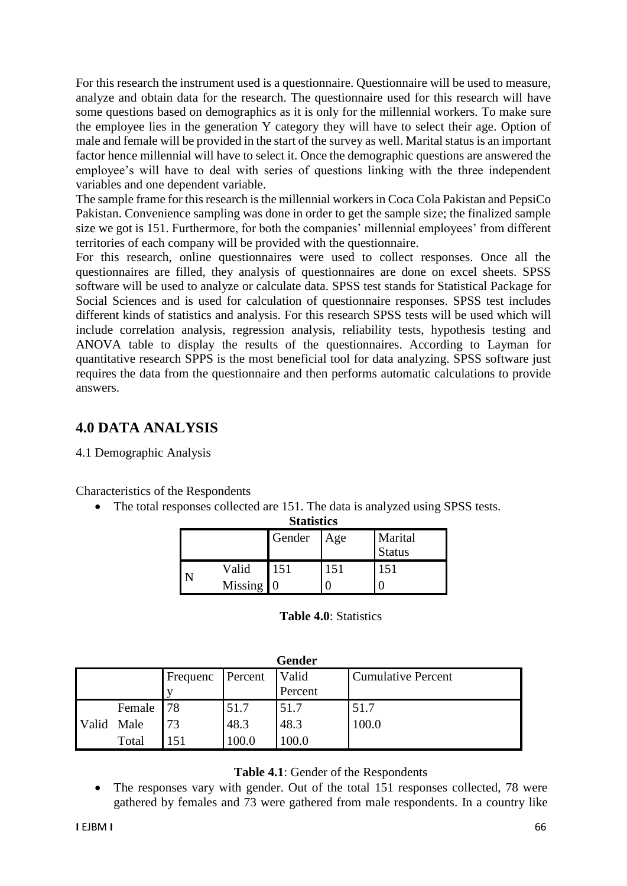For this research the instrument used is a questionnaire. Questionnaire will be used to measure, analyze and obtain data for the research. The questionnaire used for this research will have some questions based on demographics as it is only for the millennial workers. To make sure the employee lies in the generation Y category they will have to select their age. Option of male and female will be provided in the start of the survey as well. Marital status is an important factor hence millennial will have to select it. Once the demographic questions are answered the employee's will have to deal with series of questions linking with the three independent variables and one dependent variable.

The sample frame for this research is the millennial workers in Coca Cola Pakistan and PepsiCo Pakistan. Convenience sampling was done in order to get the sample size; the finalized sample size we got is 151. Furthermore, for both the companies' millennial employees' from different territories of each company will be provided with the questionnaire.

For this research, online questionnaires were used to collect responses. Once all the questionnaires are filled, they analysis of questionnaires are done on excel sheets. SPSS software will be used to analyze or calculate data. SPSS test stands for Statistical Package for Social Sciences and is used for calculation of questionnaire responses. SPSS test includes different kinds of statistics and analysis. For this research SPSS tests will be used which will include correlation analysis, regression analysis, reliability tests, hypothesis testing and ANOVA table to display the results of the questionnaires. According to Layman for quantitative research SPPS is the most beneficial tool for data analyzing. SPSS software just requires the data from the questionnaire and then performs automatic calculations to provide answers.

## 4.0 DATA ANALYSIS

4.1 Demographic Analysis

Characteristics of the Respondents

- The total responses collected are 151. The data is analyzed using SPSS tests.

**Statistics**

| | | Gender | Age | Marital Status |
|---|---|---|---|---|
| N | Valid | 151 | 151 | 151 |
| | Missing | 0 | 0 | 0 |

**Table 4.0**: Statistics

**Gender**

| | | Frequency | Percent | Valid Percent | Cumulative Percent |
|---|---|---|---|---|---|
| Valid | Female | 78 | 51.7 | 51.7 | 51.7 |
| | Male | 73 | 48.3 | 48.3 | 100.0 |
| | Total | 151 | 100.0 | 100.0 | |

**Table 4.1**: Gender of the Respondents

- The responses vary with gender. Out of the total 151 responses collected, 78 were gathered by females and 73 were gathered from male respondents. In a country like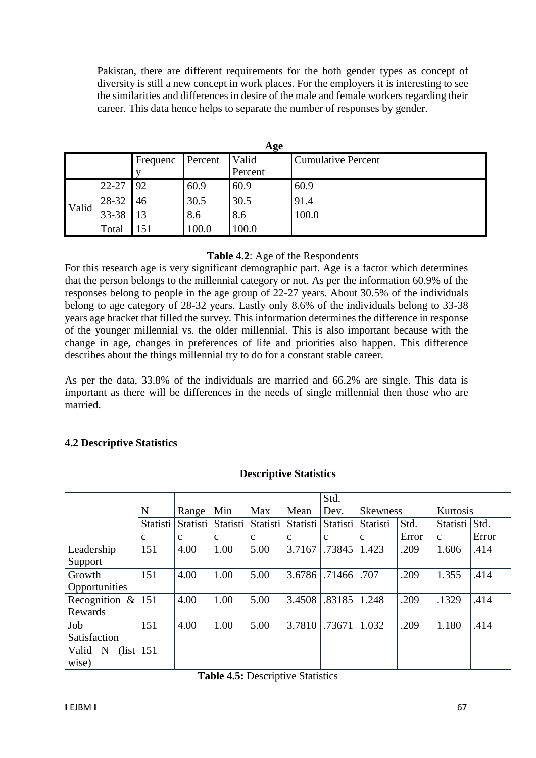Pakistan, there are different requirements for the both gender types as concept of diversity is still a new concept in work places. For the employers it is interesting to see the similarities and differences in desire of the male and female workers regarding their career. This data hence helps to separate the number of responses by gender.

**Age**

| | | Frequency | Percent | Valid Percent | Cumulative Percent |
|---|---|---|---|---|---|
| Valid | 22-27 | 92 | 60.9 | 60.9 | 60.9 |
| | 28-32 | 46 | 30.5 | 30.5 | 91.4 |
| | 33-38 | 13 | 8.6 | 8.6 | 100.0 |
| | Total | 151 | 100.0 | 100.0 | |

**Table 4.2**: Age of the Respondents

For this research age is very significant demographic part. Age is a factor which determines that the person belongs to the millennial category or not. As per the information 60.9% of the responses belong to people in the age group of 22-27 years. About 30.5% of the individuals belong to age category of 28-32 years. Lastly only 8.6% of the individuals belong to 33-38 years age bracket that filled the survey. This information determines the difference in response of the younger millennial vs. the older millennial. This is also important because with the change in age, changes in preferences of life and priorities also happen. This difference describes about the things millennial try to do for a constant stable career.

As per the data, 33.8% of the individuals are married and 66.2% are single. This data is important as there will be differences in the needs of single millennial then those who are married.

### 4.2 Descriptive Statistics

**Descriptive Statistics**

| | N | Range | Min | Max | Mean | Std. Dev. | Skewness | | Kurtosis | |
|---|---|---|---|---|---|---|---|---|---|---|
| | Statistic | Statistic | Statistic | Statistic | Statistic | Statistic | Statistic | Std. Error | Statistic | Std. Error |
| Leadership Support | 151 | 4.00 | 1.00 | 5.00 | 3.7167 | .73845 | 1.423 | .209 | 1.606 | .414 |
| Growth Opportunities | 151 | 4.00 | 1.00 | 5.00 | 3.6786 | .71466 | .707 | .209 | 1.355 | .414 |
| Recognition & Rewards | 151 | 4.00 | 1.00 | 5.00 | 3.4508 | .83185 | 1.248 | .209 | .1329 | .414 |
| Job Satisfaction | 151 | 4.00 | 1.00 | 5.00 | 3.7810 | .73671 | 1.032 | .209 | 1.180 | .414 |
| Valid N (list wise) | 151 | | | | | | | | | |

**Table 4.5:** Descriptive Statistics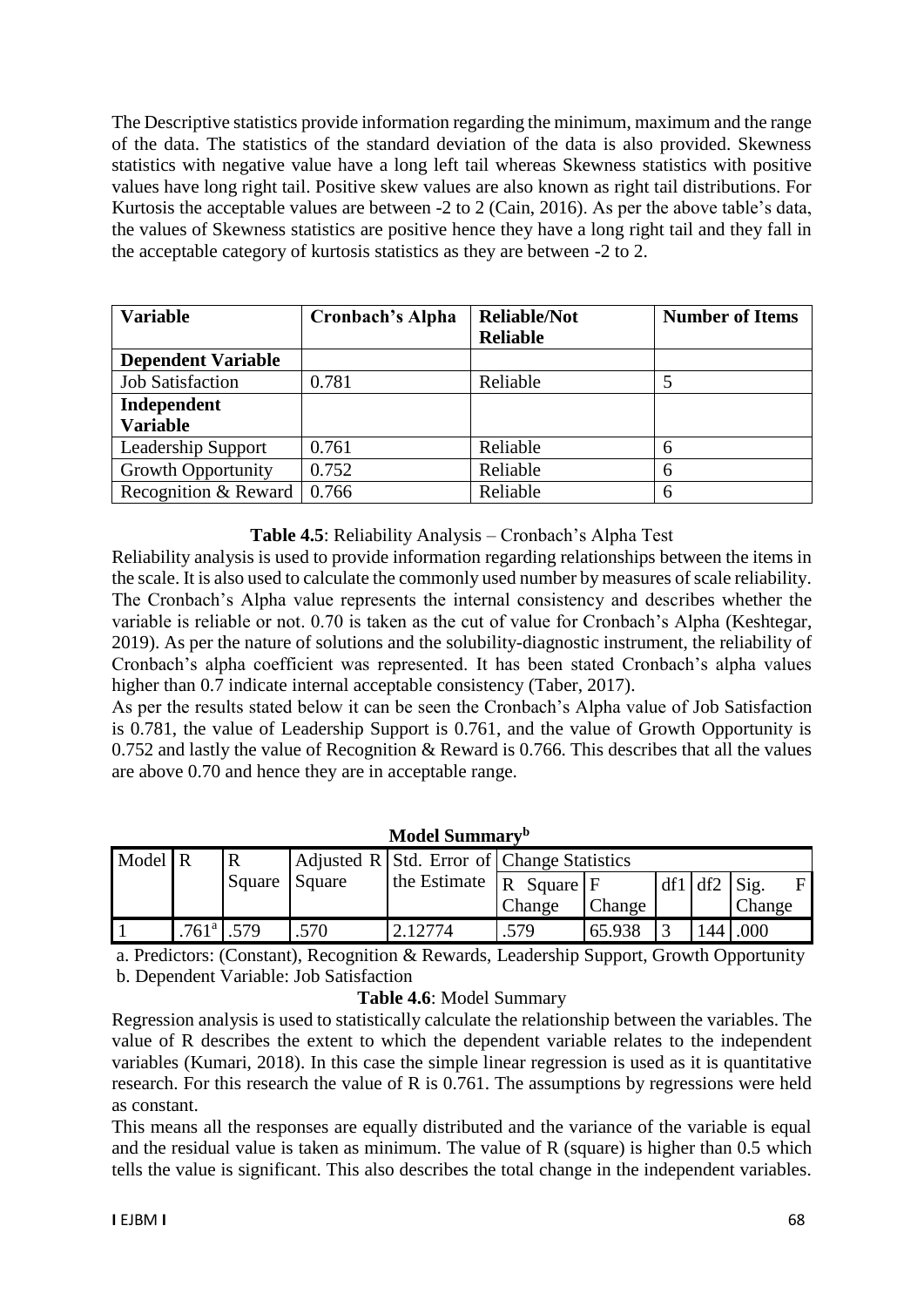The Descriptive statistics provide information regarding the minimum, maximum and the range of the data. The statistics of the standard deviation of the data is also provided. Skewness statistics with negative value have a long left tail whereas Skewness statistics with positive values have long right tail. Positive skew values are also known as right tail distributions. For Kurtosis the acceptable values are between -2 to 2 (Cain, 2016). As per the above table's data, the values of Skewness statistics are positive hence they have a long right tail and they fall in the acceptable category of kurtosis statistics as they are between -2 to 2.

| **Variable** | **Cronbach's Alpha** | **Reliable/Not Reliable** | **Number of Items** |
|---|---|---|---|
| **Dependent Variable** | | | |
| Job Satisfaction | 0.781 | Reliable | 5 |
| **Independent Variable** | | | |
| Leadership Support | 0.761 | Reliable | 6 |
| Growth Opportunity | 0.752 | Reliable | 6 |
| Recognition & Reward | 0.766 | Reliable | 6 |

**Table 4.5**: Reliability Analysis – Cronbach's Alpha Test

Reliability analysis is used to provide information regarding relationships between the items in the scale. It is also used to calculate the commonly used number by measures of scale reliability. The Cronbach's Alpha value represents the internal consistency and describes whether the variable is reliable or not. 0.70 is taken as the cut of value for Cronbach's Alpha (Keshtegar, 2019). As per the nature of solutions and the solubility-diagnostic instrument, the reliability of Cronbach's alpha coefficient was represented. It has been stated Cronbach's alpha values higher than 0.7 indicate internal acceptable consistency (Taber, 2017).

As per the results stated below it can be seen the Cronbach's Alpha value of Job Satisfaction is 0.781, the value of Leadership Support is 0.761, and the value of Growth Opportunity is 0.752 and lastly the value of Recognition & Reward is 0.766. This describes that all the values are above 0.70 and hence they are in acceptable range.

**Model Summary[b]**

| Model | R | R Square | Adjusted R Square | Std. Error of the Estimate | Change Statistics | | | | |
|---|---|---|---|---|---|---|---|---|---|
| | | | | | R Square Change | F Change | df1 | df2 | Sig. F Change |
| 1 | .761[a] | .579 | .570 | 2.12774 | .579 | 65.938 | 3 | 144 | .000 |

a. Predictors: (Constant), Recognition & Rewards, Leadership Support, Growth Opportunity

b. Dependent Variable: Job Satisfaction

**Table 4.6**: Model Summary

Regression analysis is used to statistically calculate the relationship between the variables. The value of R describes the extent to which the dependent variable relates to the independent variables (Kumari, 2018). In this case the simple linear regression is used as it is quantitative research. For this research the value of R is 0.761. The assumptions by regressions were held as constant.

This means all the responses are equally distributed and the variance of the variable is equal and the residual value is taken as minimum. The value of R (square) is higher than 0.5 which tells the value is significant. This also describes the total change in the independent variables.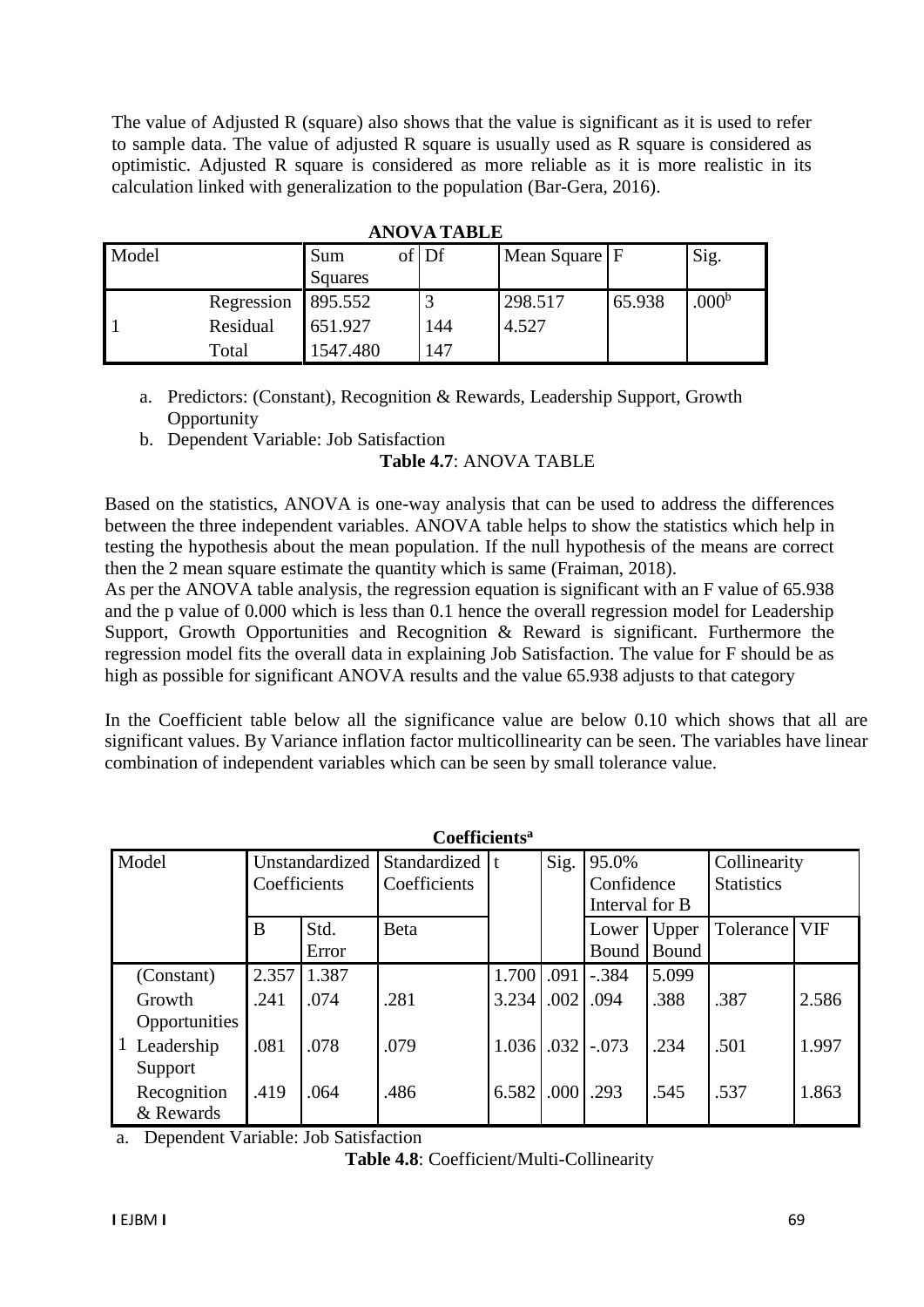The value of Adjusted R (square) also shows that the value is significant as it is used to refer to sample data. The value of adjusted R square is usually used as R square is considered as optimistic. Adjusted R square is considered as more reliable as it is more realistic in its calculation linked with generalization to the population (Bar-Gera, 2016).

**ANOVA TABLE**

| Model | | Sum of Squares | Df | Mean Square | F | Sig. |
|---|---|---|---|---|---|---|
| 1 | Regression | 895.552 | 3 | 298.517 | 65.938 | .000[b] |
| | Residual | 651.927 | 144 | 4.527 | | |
| | Total | 1547.480 | 147 | | | |

a. Predictors: (Constant), Recognition & Rewards, Leadership Support, Growth Opportunity
b. Dependent Variable: Job Satisfaction

**Table 4.7**: ANOVA TABLE

Based on the statistics, ANOVA is one-way analysis that can be used to address the differences between the three independent variables. ANOVA table helps to show the statistics which help in testing the hypothesis about the mean population. If the null hypothesis of the means are correct then the 2 mean square estimate the quantity which is same (Fraiman, 2018).
As per the ANOVA table analysis, the regression equation is significant with an F value of 65.938 and the p value of 0.000 which is less than 0.1 hence the overall regression model for Leadership Support, Growth Opportunities and Recognition & Reward is significant. Furthermore the regression model fits the overall data in explaining Job Satisfaction. The value for F should be as high as possible for significant ANOVA results and the value 65.938 adjusts to that category

In the Coefficient table below all the significance value are below 0.10 which shows that all are significant values. By Variance inflation factor multicollinearity can be seen. The variables have linear combination of independent variables which can be seen by small tolerance value.

**Coefficients[a]**

| Model | | Unstandardized Coefficients | | Standardized Coefficients | t | Sig. | 95.0% Confidence Interval for B | | Collinearity Statistics | |
|---|---|---|---|---|---|---|---|---|---|---|
| | | B | Std. Error | Beta | | | Lower Bound | Upper Bound | Tolerance | VIF |
| 1 | (Constant) | 2.357 | 1.387 | | 1.700 | .091 | -.384 | 5.099 | | |
| | Growth Opportunities | .241 | .074 | .281 | 3.234 | .002 | .094 | .388 | .387 | 2.586 |
| | Leadership Support | .081 | .078 | .079 | 1.036 | .032 | -.073 | .234 | .501 | 1.997 |
| | Recognition & Rewards | .419 | .064 | .486 | 6.582 | .000 | .293 | .545 | .537 | 1.863 |

a. Dependent Variable: Job Satisfaction

**Table 4.8**: Coefficient/Multi-Collinearity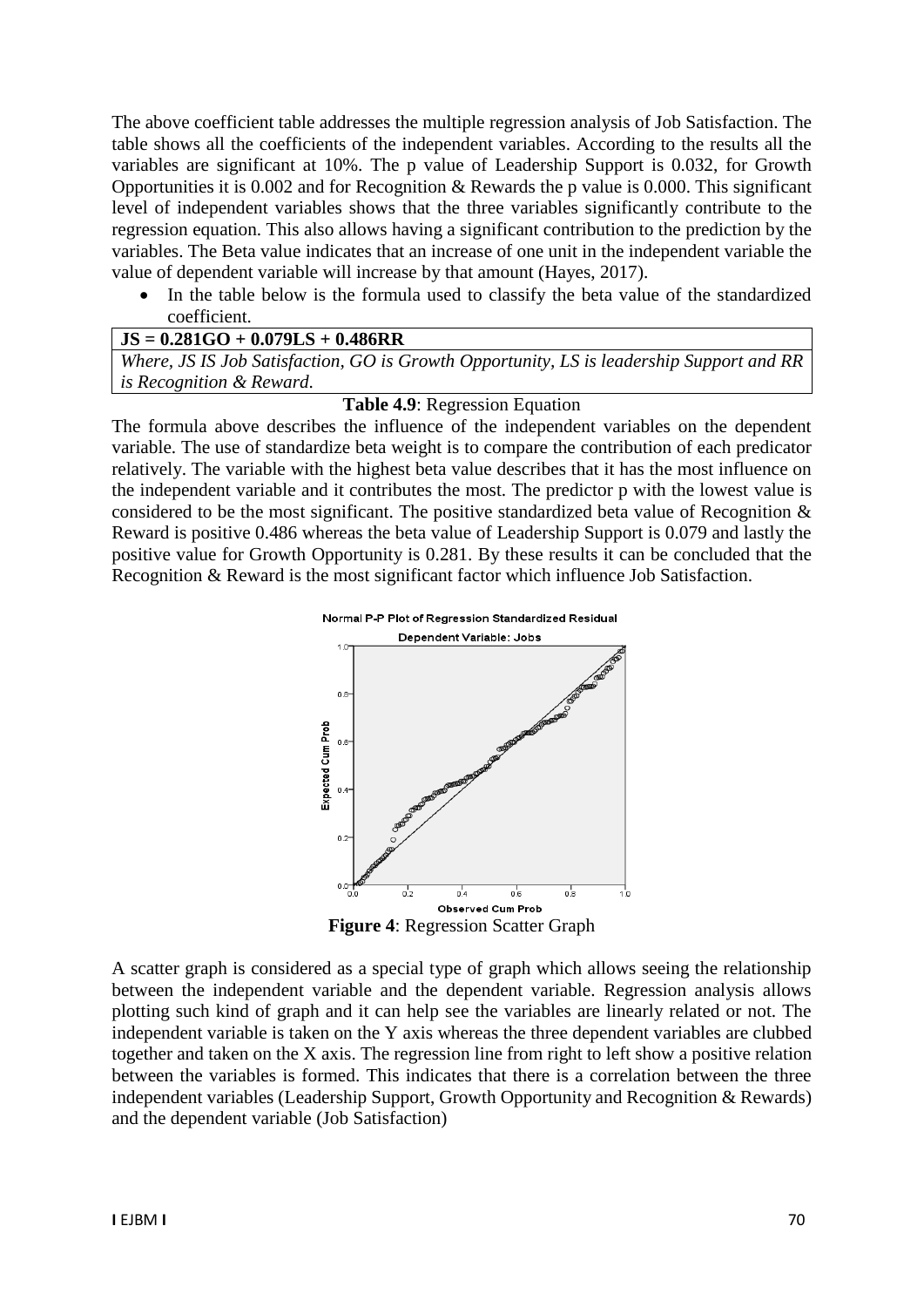The above coefficient table addresses the multiple regression analysis of Job Satisfaction. The table shows all the coefficients of the independent variables. According to the results all the variables are significant at 10%. The p value of Leadership Support is 0.032, for Growth Opportunities it is 0.002 and for Recognition & Rewards the p value is 0.000. This significant level of independent variables shows that the three variables significantly contribute to the regression equation. This also allows having a significant contribution to the prediction by the variables. The Beta value indicates that an increase of one unit in the independent variable the value of dependent variable will increase by that amount (Hayes, 2017).

- In the table below is the formula used to classify the beta value of the standardized coefficient.

| **JS = 0.281GO + 0.079LS + 0.486RR** |
|---|
| *Where, JS IS Job Satisfaction, GO is Growth Opportunity, LS is leadership Support and RR is Recognition & Reward.* |

**Table 4.9**: Regression Equation

The formula above describes the influence of the independent variables on the dependent variable. The use of standardize beta weight is to compare the contribution of each predicator relatively. The variable with the highest beta value describes that it has the most influence on the independent variable and it contributes the most. The predictor p with the lowest value is considered to be the most significant. The positive standardized beta value of Recognition & Reward is positive 0.486 whereas the beta value of Leadership Support is 0.079 and lastly the positive value for Growth Opportunity is 0.281. By these results it can be concluded that the Recognition & Reward is the most significant factor which influence Job Satisfaction.

**Figure 4**: Regression Scatter Graph

A scatter graph is considered as a special type of graph which allows seeing the relationship between the independent variable and the dependent variable. Regression analysis allows plotting such kind of graph and it can help see the variables are linearly related or not. The independent variable is taken on the Y axis whereas the three dependent variables are clubbed together and taken on the X axis. The regression line from right to left show a positive relation between the variables is formed. This indicates that there is a correlation between the three independent variables (Leadership Support, Growth Opportunity and Recognition & Rewards) and the dependent variable (Job Satisfaction)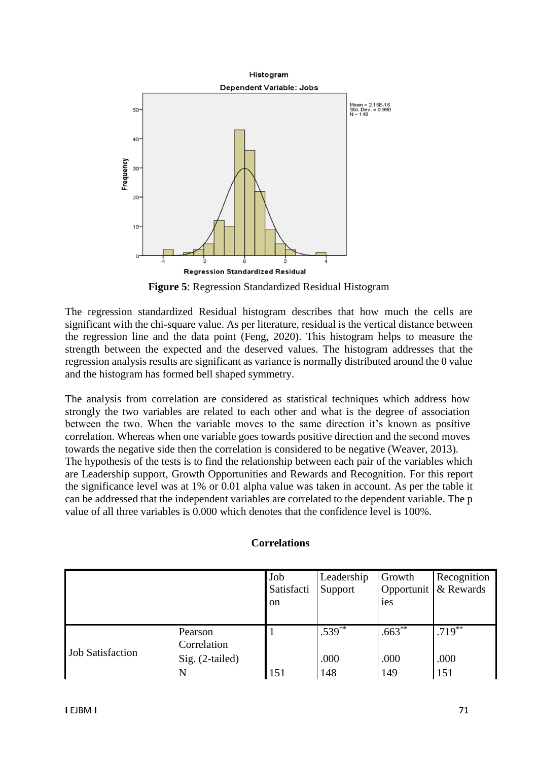**Figure 5**: Regression Standardized Residual Histogram

The regression standardized Residual histogram describes that how much the cells are significant with the chi-square value. As per literature, residual is the vertical distance between the regression line and the data point (Feng, 2020). This histogram helps to measure the strength between the expected and the deserved values. The histogram addresses that the regression analysis results are significant as variance is normally distributed around the 0 value and the histogram has formed bell shaped symmetry.

The analysis from correlation are considered as statistical techniques which address how strongly the two variables are related to each other and what is the degree of association between the two. When the variable moves to the same direction it's known as positive correlation. Whereas when one variable goes towards positive direction and the second moves towards the negative side then the correlation is considered to be negative (Weaver, 2013).
The hypothesis of the tests is to find the relationship between each pair of the variables which are Leadership support, Growth Opportunities and Rewards and Recognition. For this report the significance level was at 1% or 0.01 alpha value was taken in account. As per the table it can be addressed that the independent variables are correlated to the dependent variable. The p value of all three variables is 0.000 which denotes that the confidence level is 100%.

**Correlations**

| | | Job Satisfaction | Leadership Support | Growth Opportunities | Recognition & Rewards |
|---|---|---|---|---|---|
| Job Satisfaction | Pearson Correlation | 1 | .539** | .663** | .719** |
| | Sig. (2-tailed) | | .000 | .000 | .000 |
| | N | 151 | 148 | 149 | 151 |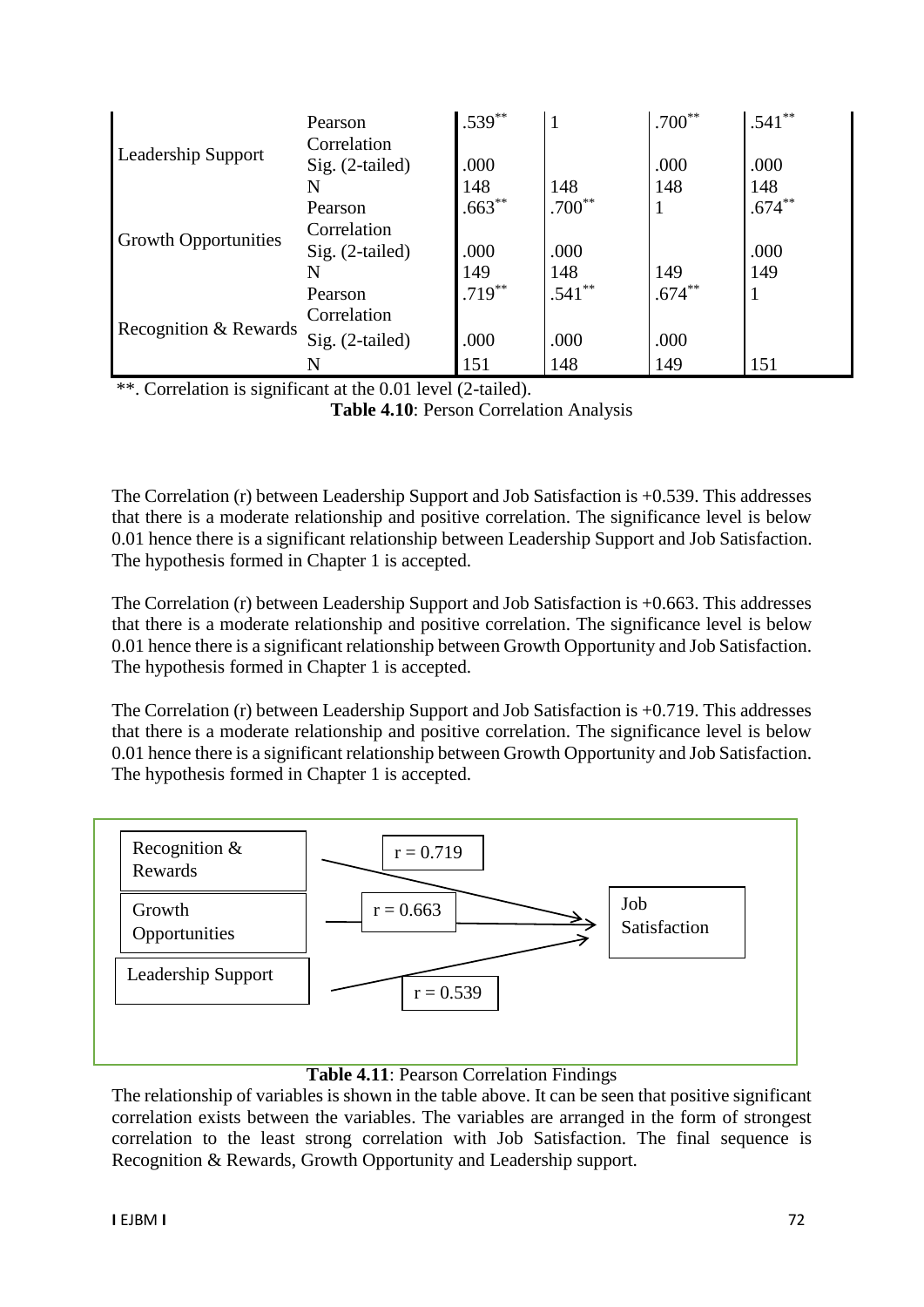| | | | | | |
|---|---|---|---|---|---|
| Leadership Support | Pearson Correlation | .539** | 1 | .700** | .541** |
| | Sig. (2-tailed) | .000 | | .000 | .000 |
| | N | 148 | 148 | 148 | 148 |
| Growth Opportunities | Pearson Correlation | .663** | .700** | 1 | .674** |
| | Sig. (2-tailed) | .000 | .000 | | .000 |
| | N | 149 | 148 | 149 | 149 |
| Recognition & Rewards | Pearson Correlation | .719** | .541** | .674** | 1 |
| | Sig. (2-tailed) | .000 | .000 | .000 | |
| | N | 151 | 148 | 149 | 151 |

**. Correlation is significant at the 0.01 level (2-tailed).

**Table 4.10**: Person Correlation Analysis

The Correlation (r) between Leadership Support and Job Satisfaction is +0.539. This addresses that there is a moderate relationship and positive correlation. The significance level is below 0.01 hence there is a significant relationship between Leadership Support and Job Satisfaction. The hypothesis formed in Chapter 1 is accepted.

The Correlation (r) between Leadership Support and Job Satisfaction is +0.663. This addresses that there is a moderate relationship and positive correlation. The significance level is below 0.01 hence there is a significant relationship between Growth Opportunity and Job Satisfaction. The hypothesis formed in Chapter 1 is accepted.

The Correlation (r) between Leadership Support and Job Satisfaction is +0.719. This addresses that there is a moderate relationship and positive correlation. The significance level is below 0.01 hence there is a significant relationship between Growth Opportunity and Job Satisfaction. The hypothesis formed in Chapter 1 is accepted.

| Variable | r | Outcome |
|---|---|---|
| Recognition & Rewards | r = 0.719 | Job Satisfaction |
| Growth Opportunities | r = 0.663 | Job Satisfaction |
| Leadership Support | r = 0.539 | Job Satisfaction |

**Table 4.11**: Pearson Correlation Findings

The relationship of variables is shown in the table above. It can be seen that positive significant correlation exists between the variables. The variables are arranged in the form of strongest correlation to the least strong correlation with Job Satisfaction. The final sequence is Recognition & Rewards, Growth Opportunity and Leadership support.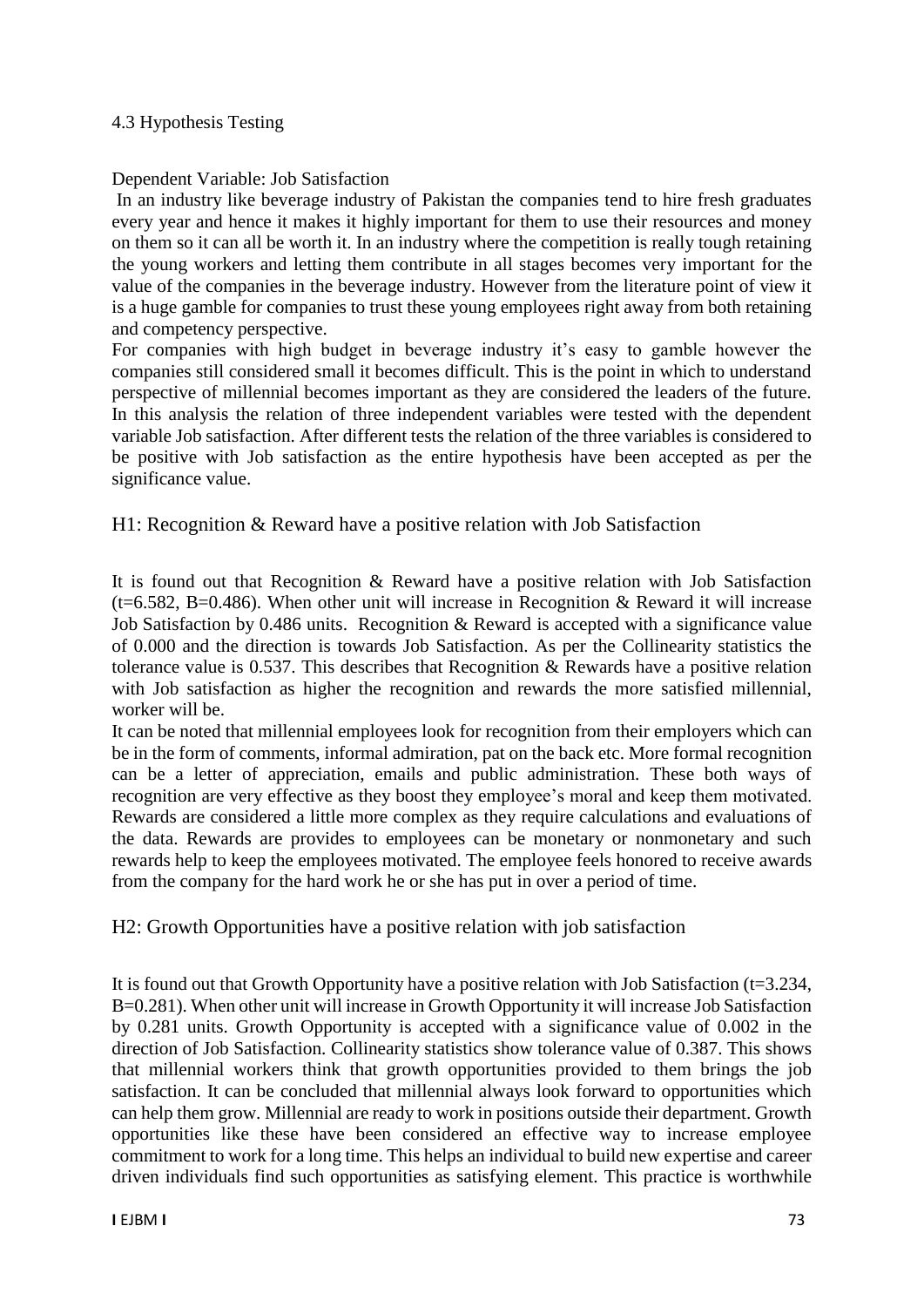### 4.3 Hypothesis Testing

Dependent Variable: Job Satisfaction

In an industry like beverage industry of Pakistan the companies tend to hire fresh graduates every year and hence it makes it highly important for them to use their resources and money on them so it can all be worth it. In an industry where the competition is really tough retaining the young workers and letting them contribute in all stages becomes very important for the value of the companies in the beverage industry. However from the literature point of view it is a huge gamble for companies to trust these young employees right away from both retaining and competency perspective.

For companies with high budget in beverage industry it's easy to gamble however the companies still considered small it becomes difficult. This is the point in which to understand perspective of millennial becomes important as they are considered the leaders of the future. In this analysis the relation of three independent variables were tested with the dependent variable Job satisfaction. After different tests the relation of the three variables is considered to be positive with Job satisfaction as the entire hypothesis have been accepted as per the significance value.

#### H1: Recognition & Reward have a positive relation with Job Satisfaction

It is found out that Recognition & Reward have a positive relation with Job Satisfaction ($t=6.582$, $B=0.486$). When other unit will increase in Recognition & Reward it will increase Job Satisfaction by 0.486 units. Recognition & Reward is accepted with a significance value of 0.000 and the direction is towards Job Satisfaction. As per the Collinearity statistics the tolerance value is 0.537. This describes that Recognition & Rewards have a positive relation with Job satisfaction as higher the recognition and rewards the more satisfied millennial, worker will be.

It can be noted that millennial employees look for recognition from their employers which can be in the form of comments, informal admiration, pat on the back etc. More formal recognition can be a letter of appreciation, emails and public administration. These both ways of recognition are very effective as they boost they employee's moral and keep them motivated. Rewards are considered a little more complex as they require calculations and evaluations of the data. Rewards are provides to employees can be monetary or nonmonetary and such rewards help to keep the employees motivated. The employee feels honored to receive awards from the company for the hard work he or she has put in over a period of time.

#### H2: Growth Opportunities have a positive relation with job satisfaction

It is found out that Growth Opportunity have a positive relation with Job Satisfaction ($t=3.234$, $B=0.281$). When other unit will increase in Growth Opportunity it will increase Job Satisfaction by 0.281 units. Growth Opportunity is accepted with a significance value of 0.002 in the direction of Job Satisfaction. Collinearity statistics show tolerance value of 0.387. This shows that millennial workers think that growth opportunities provided to them brings the job satisfaction. It can be concluded that millennial always look forward to opportunities which can help them grow. Millennial are ready to work in positions outside their department. Growth opportunities like these have been considered an effective way to increase employee commitment to work for a long time. This helps an individual to build new expertise and career driven individuals find such opportunities as satisfying element. This practice is worthwhile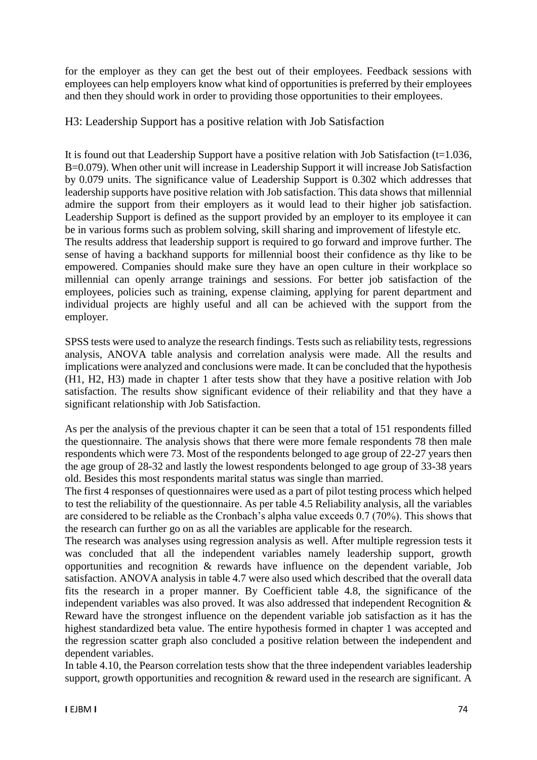for the employer as they can get the best out of their employees. Feedback sessions with employees can help employers know what kind of opportunities is preferred by their employees and then they should work in order to providing those opportunities to their employees.

H3: Leadership Support has a positive relation with Job Satisfaction

It is found out that Leadership Support have a positive relation with Job Satisfaction (t=1.036, B=0.079). When other unit will increase in Leadership Support it will increase Job Satisfaction by 0.079 units. The significance value of Leadership Support is 0.302 which addresses that leadership supports have positive relation with Job satisfaction. This data shows that millennial admire the support from their employers as it would lead to their higher job satisfaction. Leadership Support is defined as the support provided by an employer to its employee it can be in various forms such as problem solving, skill sharing and improvement of lifestyle etc.
The results address that leadership support is required to go forward and improve further. The sense of having a backhand supports for millennial boost their confidence as thy like to be empowered. Companies should make sure they have an open culture in their workplace so millennial can openly arrange trainings and sessions. For better job satisfaction of the employees, policies such as training, expense claiming, applying for parent department and individual projects are highly useful and all can be achieved with the support from the employer.

SPSS tests were used to analyze the research findings. Tests such as reliability tests, regressions analysis, ANOVA table analysis and correlation analysis were made. All the results and implications were analyzed and conclusions were made. It can be concluded that the hypothesis (H1, H2, H3) made in chapter 1 after tests show that they have a positive relation with Job satisfaction. The results show significant evidence of their reliability and that they have a significant relationship with Job Satisfaction.

As per the analysis of the previous chapter it can be seen that a total of 151 respondents filled the questionnaire. The analysis shows that there were more female respondents 78 then male respondents which were 73. Most of the respondents belonged to age group of 22-27 years then the age group of 28-32 and lastly the lowest respondents belonged to age group of 33-38 years old. Besides this most respondents marital status was single than married.
The first 4 responses of questionnaires were used as a part of pilot testing process which helped to test the reliability of the questionnaire. As per table 4.5 Reliability analysis, all the variables are considered to be reliable as the Cronbach's alpha value exceeds 0.7 (70%). This shows that the research can further go on as all the variables are applicable for the research.
The research was analyses using regression analysis as well. After multiple regression tests it was concluded that all the independent variables namely leadership support, growth opportunities and recognition & rewards have influence on the dependent variable, Job satisfaction. ANOVA analysis in table 4.7 were also used which described that the overall data fits the research in a proper manner. By Coefficient table 4.8, the significance of the independent variables was also proved. It was also addressed that independent Recognition & Reward have the strongest influence on the dependent variable job satisfaction as it has the highest standardized beta value. The entire hypothesis formed in chapter 1 was accepted and the regression scatter graph also concluded a positive relation between the independent and dependent variables.
In table 4.10, the Pearson correlation tests show that the three independent variables leadership support, growth opportunities and recognition & reward used in the research are significant. A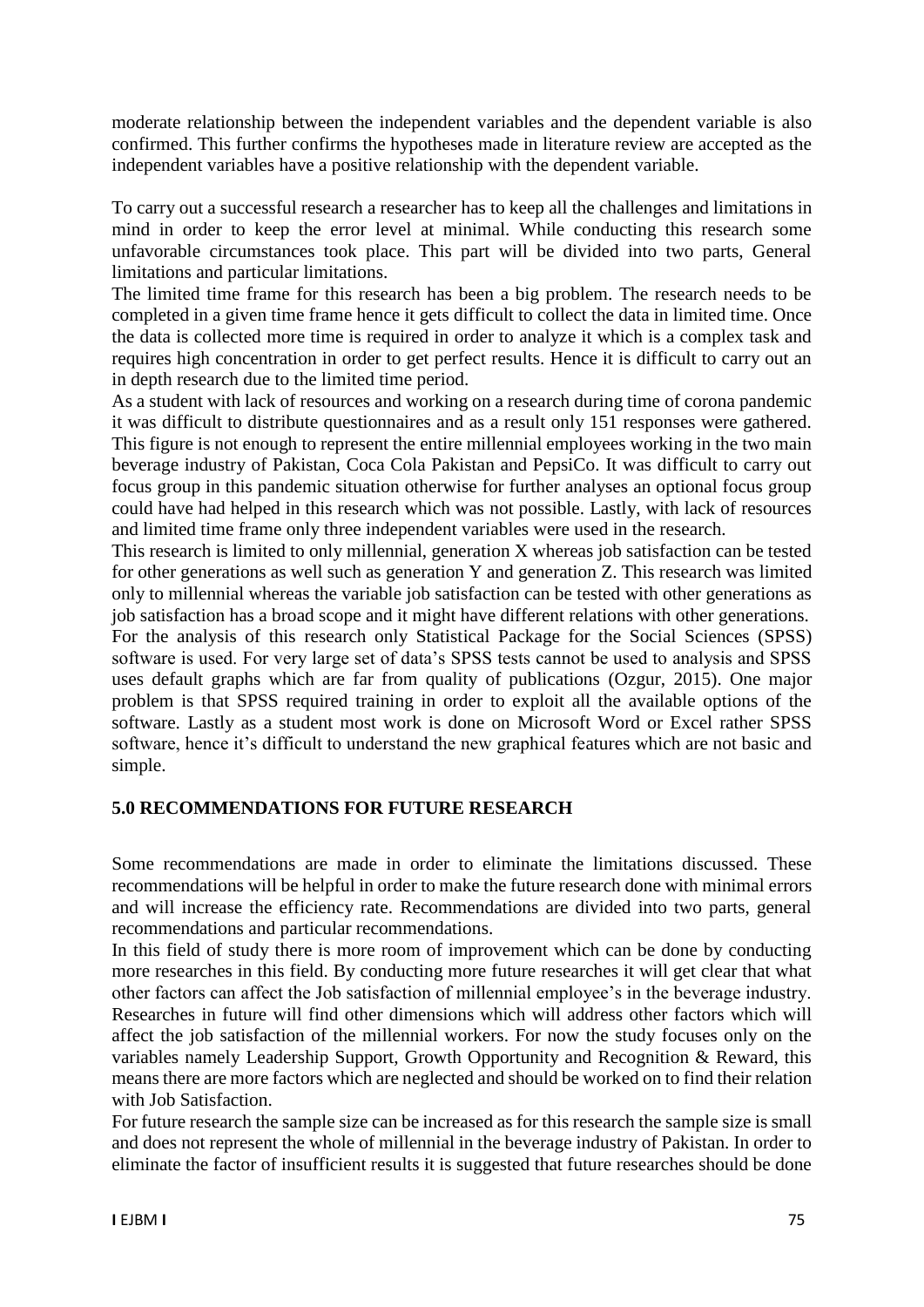moderate relationship between the independent variables and the dependent variable is also confirmed. This further confirms the hypotheses made in literature review are accepted as the independent variables have a positive relationship with the dependent variable.

To carry out a successful research a researcher has to keep all the challenges and limitations in mind in order to keep the error level at minimal. While conducting this research some unfavorable circumstances took place. This part will be divided into two parts, General limitations and particular limitations.

The limited time frame for this research has been a big problem. The research needs to be completed in a given time frame hence it gets difficult to collect the data in limited time. Once the data is collected more time is required in order to analyze it which is a complex task and requires high concentration in order to get perfect results. Hence it is difficult to carry out an in depth research due to the limited time period.

As a student with lack of resources and working on a research during time of corona pandemic it was difficult to distribute questionnaires and as a result only 151 responses were gathered. This figure is not enough to represent the entire millennial employees working in the two main beverage industry of Pakistan, Coca Cola Pakistan and PepsiCo. It was difficult to carry out focus group in this pandemic situation otherwise for further analyses an optional focus group could have had helped in this research which was not possible. Lastly, with lack of resources and limited time frame only three independent variables were used in the research.

This research is limited to only millennial, generation X whereas job satisfaction can be tested for other generations as well such as generation Y and generation Z. This research was limited only to millennial whereas the variable job satisfaction can be tested with other generations as job satisfaction has a broad scope and it might have different relations with other generations.

For the analysis of this research only Statistical Package for the Social Sciences (SPSS) software is used. For very large set of data's SPSS tests cannot be used to analysis and SPSS uses default graphs which are far from quality of publications (Ozgur, 2015). One major problem is that SPSS required training in order to exploit all the available options of the software. Lastly as a student most work is done on Microsoft Word or Excel rather SPSS software, hence it's difficult to understand the new graphical features which are not basic and simple.

## 5.0 RECOMMENDATIONS FOR FUTURE RESEARCH

Some recommendations are made in order to eliminate the limitations discussed. These recommendations will be helpful in order to make the future research done with minimal errors and will increase the efficiency rate. Recommendations are divided into two parts, general recommendations and particular recommendations.

In this field of study there is more room of improvement which can be done by conducting more researches in this field. By conducting more future researches it will get clear that what other factors can affect the Job satisfaction of millennial employee's in the beverage industry. Researches in future will find other dimensions which will address other factors which will affect the job satisfaction of the millennial workers. For now the study focuses only on the variables namely Leadership Support, Growth Opportunity and Recognition & Reward, this means there are more factors which are neglected and should be worked on to find their relation with Job Satisfaction.

For future research the sample size can be increased as for this research the sample size is small and does not represent the whole of millennial in the beverage industry of Pakistan. In order to eliminate the factor of insufficient results it is suggested that future researches should be done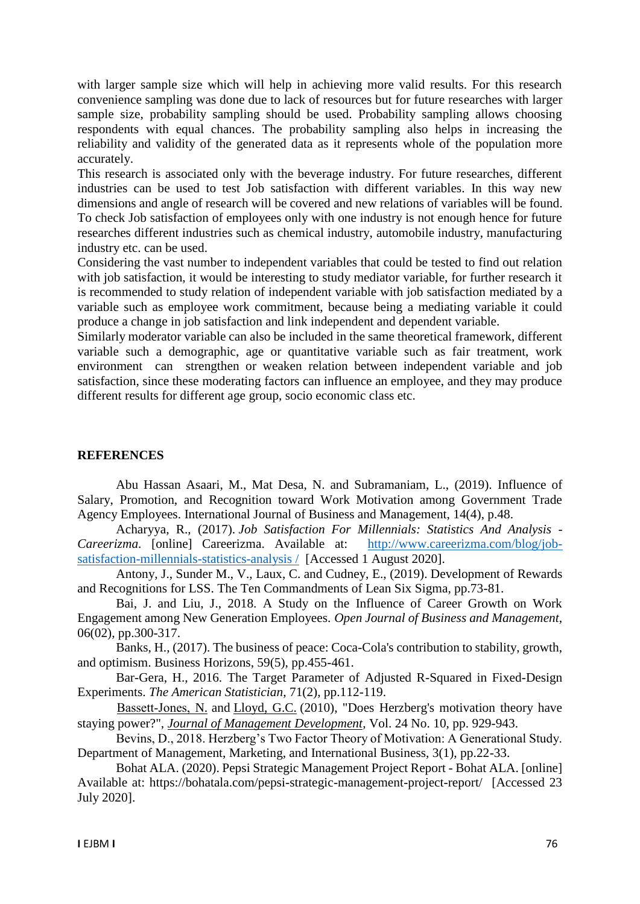with larger sample size which will help in achieving more valid results. For this research convenience sampling was done due to lack of resources but for future researches with larger sample size, probability sampling should be used. Probability sampling allows choosing respondents with equal chances. The probability sampling also helps in increasing the reliability and validity of the generated data as it represents whole of the population more accurately.

This research is associated only with the beverage industry. For future researches, different industries can be used to test Job satisfaction with different variables. In this way new dimensions and angle of research will be covered and new relations of variables will be found. To check Job satisfaction of employees only with one industry is not enough hence for future researches different industries such as chemical industry, automobile industry, manufacturing industry etc. can be used.

Considering the vast number to independent variables that could be tested to find out relation with job satisfaction, it would be interesting to study mediator variable, for further research it is recommended to study relation of independent variable with job satisfaction mediated by a variable such as employee work commitment, because being a mediating variable it could produce a change in job satisfaction and link independent and dependent variable.

Similarly moderator variable can also be included in the same theoretical framework, different variable such a demographic, age or quantitative variable such as fair treatment, work environment can strengthen or weaken relation between independent variable and job satisfaction, since these moderating factors can influence an employee, and they may produce different results for different age group, socio economic class etc.

## REFERENCES

Abu Hassan Asaari, M., Mat Desa, N. and Subramaniam, L., (2019). Influence of Salary, Promotion, and Recognition toward Work Motivation among Government Trade Agency Employees. International Journal of Business and Management, 14(4), p.48.

Acharyya, R., (2017). *Job Satisfaction For Millennials: Statistics And Analysis - Careerizma*. [online] Careerizma. Available at: http://www.careerizma.com/blog/job-satisfaction-millennials-statistics-analysis / [Accessed 1 August 2020].

Antony, J., Sunder M., V., Laux, C. and Cudney, E., (2019). Development of Rewards and Recognitions for LSS. The Ten Commandments of Lean Six Sigma, pp.73-81.

Bai, J. and Liu, J., 2018. A Study on the Influence of Career Growth on Work Engagement among New Generation Employees. *Open Journal of Business and Management*, 06(02), pp.300-317.

Banks, H., (2017). The business of peace: Coca-Cola's contribution to stability, growth, and optimism. Business Horizons, 59(5), pp.455-461.

Bar-Gera, H., 2016. The Target Parameter of Adjusted R-Squared in Fixed-Design Experiments. *The American Statistician*, 71(2), pp.112-119.

Bassett-Jones, N. and Lloyd, G.C. (2010), "Does Herzberg's motivation theory have staying power?", *Journal of Management Development*, Vol. 24 No. 10, pp. 929-943.

Bevins, D., 2018. Herzberg's Two Factor Theory of Motivation: A Generational Study. Department of Management, Marketing, and International Business, 3(1), pp.22-33.

Bohat ALA. (2020). Pepsi Strategic Management Project Report - Bohat ALA. [online] Available at: https://bohatala.com/pepsi-strategic-management-project-report/ [Accessed 23 July 2020].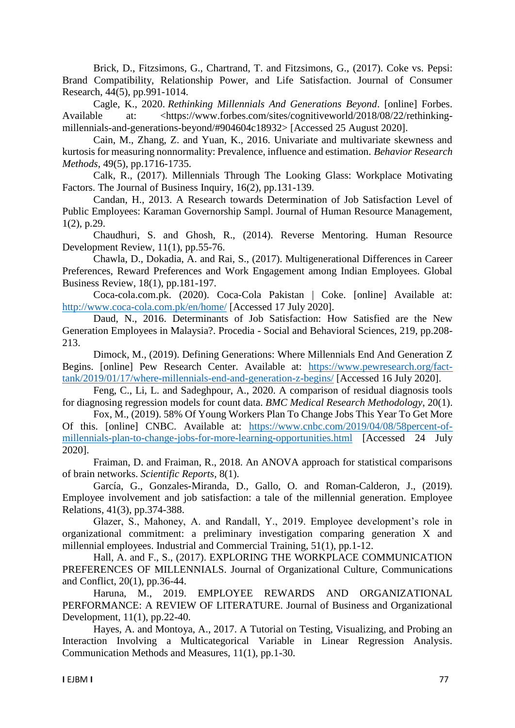Brick, D., Fitzsimons, G., Chartrand, T. and Fitzsimons, G., (2017). Coke vs. Pepsi: Brand Compatibility, Relationship Power, and Life Satisfaction. Journal of Consumer Research, 44(5), pp.991-1014.

Cagle, K., 2020. *Rethinking Millennials And Generations Beyond*. [online] Forbes. Available at: <https://www.forbes.com/sites/cognitiveworld/2018/08/22/rethinking-millennials-and-generations-beyond/#904604c18932> [Accessed 25 August 2020].

Cain, M., Zhang, Z. and Yuan, K., 2016. Univariate and multivariate skewness and kurtosis for measuring nonnormality: Prevalence, influence and estimation. *Behavior Research Methods*, 49(5), pp.1716-1735.

Calk, R., (2017). Millennials Through The Looking Glass: Workplace Motivating Factors. The Journal of Business Inquiry, 16(2), pp.131-139.

Candan, H., 2013. A Research towards Determination of Job Satisfaction Level of Public Employees: Karaman Governorship Sampl. Journal of Human Resource Management, 1(2), p.29.

Chaudhuri, S. and Ghosh, R., (2014). Reverse Mentoring. Human Resource Development Review, 11(1), pp.55-76.

Chawla, D., Dokadia, A. and Rai, S., (2017). Multigenerational Differences in Career Preferences, Reward Preferences and Work Engagement among Indian Employees. Global Business Review, 18(1), pp.181-197.

Coca-cola.com.pk. (2020). Coca-Cola Pakistan | Coke. [online] Available at: http://www.coca-cola.com.pk/en/home/ [Accessed 17 July 2020].

Daud, N., 2016. Determinants of Job Satisfaction: How Satisfied are the New Generation Employees in Malaysia?. Procedia - Social and Behavioral Sciences, 219, pp.208-213.

Dimock, M., (2019). Defining Generations: Where Millennials End And Generation Z Begins. [online] Pew Research Center. Available at: https://www.pewresearch.org/fact-tank/2019/01/17/where-millennials-end-and-generation-z-begins/ [Accessed 16 July 2020].

Feng, C., Li, L. and Sadeghpour, A., 2020. A comparison of residual diagnosis tools for diagnosing regression models for count data. *BMC Medical Research Methodology*, 20(1).

Fox, M., (2019). 58% Of Young Workers Plan To Change Jobs This Year To Get More Of this. [online] CNBC. Available at: https://www.cnbc.com/2019/04/08/58percent-of-millennials-plan-to-change-jobs-for-more-learning-opportunities.html [Accessed 24 July 2020].

Fraiman, D. and Fraiman, R., 2018. An ANOVA approach for statistical comparisons of brain networks. *Scientific Reports*, 8(1).

García, G., Gonzales-Miranda, D., Gallo, O. and Roman-Calderon, J., (2019). Employee involvement and job satisfaction: a tale of the millennial generation. Employee Relations, 41(3), pp.374-388.

Glazer, S., Mahoney, A. and Randall, Y., 2019. Employee development's role in organizational commitment: a preliminary investigation comparing generation X and millennial employees. Industrial and Commercial Training, 51(1), pp.1-12.

Hall, A. and F., S., (2017). EXPLORING THE WORKPLACE COMMUNICATION PREFERENCES OF MILLENNIALS. Journal of Organizational Culture, Communications and Conflict, 20(1), pp.36-44.

Haruna, M., 2019. EMPLOYEE REWARDS AND ORGANIZATIONAL PERFORMANCE: A REVIEW OF LITERATURE. Journal of Business and Organizational Development, 11(1), pp.22-40.

Hayes, A. and Montoya, A., 2017. A Tutorial on Testing, Visualizing, and Probing an Interaction Involving a Multicategorical Variable in Linear Regression Analysis. Communication Methods and Measures, 11(1), pp.1-30.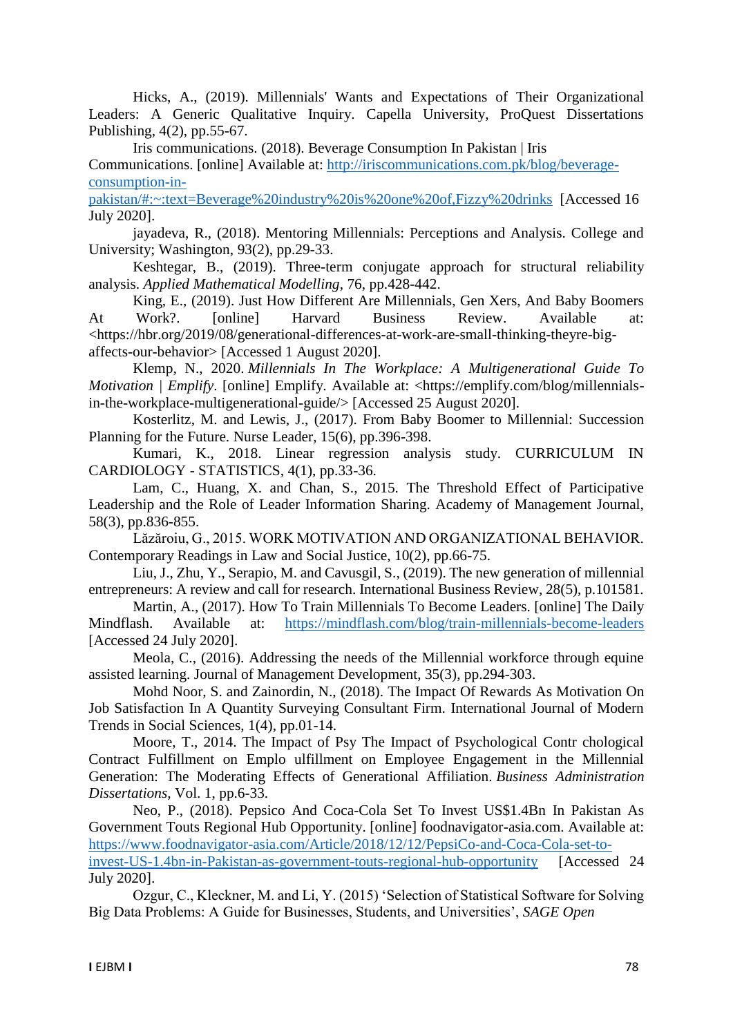Hicks, A., (2019). Millennials' Wants and Expectations of Their Organizational Leaders: A Generic Qualitative Inquiry. Capella University, ProQuest Dissertations Publishing, 4(2), pp.55-67.

Iris communications. (2018). Beverage Consumption In Pakistan | Iris Communications. [online] Available at: [http://iriscommunications.com.pk/blog/beverage-consumption-in-pakistan/#:~:text=Beverage%20industry%20is%20one%20of,Fizzy%20drinks](http://iriscommunications.com.pk/blog/beverage-consumption-in-pakistan/#:~:text=Beverage%20industry%20is%20one%20of,Fizzy%20drinks) [Accessed 16 July 2020].

jayadeva, R., (2018). Mentoring Millennials: Perceptions and Analysis. College and University; Washington, 93(2), pp.29-33.

Keshtegar, B., (2019). Three-term conjugate approach for structural reliability analysis. *Applied Mathematical Modelling*, 76, pp.428-442.

King, E., (2019). Just How Different Are Millennials, Gen Xers, And Baby Boomers At Work?. [online] Harvard Business Review. Available at: <https://hbr.org/2019/08/generational-differences-at-work-are-small-thinking-theyre-big-affects-our-behavior> [Accessed 1 August 2020].

Klemp, N., 2020. *Millennials In The Workplace: A Multigenerational Guide To Motivation | Emplify*. [online] Emplify. Available at: <https://emplify.com/blog/millennials-in-the-workplace-multigenerational-guide/> [Accessed 25 August 2020].

Kosterlitz, M. and Lewis, J., (2017). From Baby Boomer to Millennial: Succession Planning for the Future. Nurse Leader, 15(6), pp.396-398.

Kumari, K., 2018. Linear regression analysis study. CURRICULUM IN CARDIOLOGY - STATISTICS, 4(1), pp.33-36.

Lam, C., Huang, X. and Chan, S., 2015. The Threshold Effect of Participative Leadership and the Role of Leader Information Sharing. Academy of Management Journal, 58(3), pp.836-855.

Lăzăroiu, G., 2015. WORK MOTIVATION AND ORGANIZATIONAL BEHAVIOR. Contemporary Readings in Law and Social Justice, 10(2), pp.66-75.

Liu, J., Zhu, Y., Serapio, M. and Cavusgil, S., (2019). The new generation of millennial entrepreneurs: A review and call for research. International Business Review, 28(5), p.101581.

Martin, A., (2017). How To Train Millennials To Become Leaders. [online] The Daily Mindflash. Available at: [https://mindflash.com/blog/train-millennials-become-leaders](https://mindflash.com/blog/train-millennials-become-leaders) [Accessed 24 July 2020].

Meola, C., (2016). Addressing the needs of the Millennial workforce through equine assisted learning. Journal of Management Development, 35(3), pp.294-303.

Mohd Noor, S. and Zainordin, N., (2018). The Impact Of Rewards As Motivation On Job Satisfaction In A Quantity Surveying Consultant Firm. International Journal of Modern Trends in Social Sciences, 1(4), pp.01-14.

Moore, T., 2014. The Impact of Psy The Impact of Psychological Contr chological Contract Fulfillment on Emplo ulfillment on Employee Engagement in the Millennial Generation: The Moderating Effects of Generational Affiliation. *Business Administration Dissertations*, Vol. 1, pp.6-33.

Neo, P., (2018). Pepsico And Coca-Cola Set To Invest US$1.4Bn In Pakistan As Government Touts Regional Hub Opportunity. [online] foodnavigator-asia.com. Available at: [https://www.foodnavigator-asia.com/Article/2018/12/12/PepsiCo-and-Coca-Cola-set-to-invest-US-1.4bn-in-Pakistan-as-government-touts-regional-hub-opportunity](https://www.foodnavigator-asia.com/Article/2018/12/12/PepsiCo-and-Coca-Cola-set-to-invest-US-1.4bn-in-Pakistan-as-government-touts-regional-hub-opportunity) [Accessed 24 July 2020].

Ozgur, C., Kleckner, M. and Li, Y. (2015) 'Selection of Statistical Software for Solving Big Data Problems: A Guide for Businesses, Students, and Universities', *SAGE Open*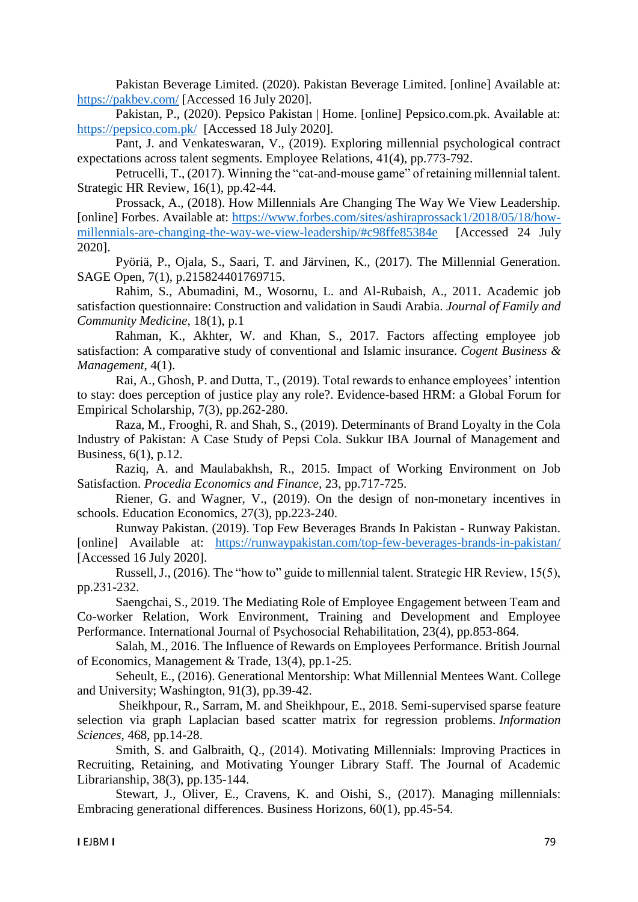Pakistan Beverage Limited. (2020). Pakistan Beverage Limited. [online] Available at: https://pakbev.com/ [Accessed 16 July 2020].

Pakistan, P., (2020). Pepsico Pakistan | Home. [online] Pepsico.com.pk. Available at: https://pepsico.com.pk/ [Accessed 18 July 2020].

Pant, J. and Venkateswaran, V., (2019). Exploring millennial psychological contract expectations across talent segments. Employee Relations, 41(4), pp.773-792.

Petrucelli, T., (2017). Winning the "cat-and-mouse game" of retaining millennial talent. Strategic HR Review, 16(1), pp.42-44.

Prossack, A., (2018). How Millennials Are Changing The Way We View Leadership. [online] Forbes. Available at: https://www.forbes.com/sites/ashiraprossack1/2018/05/18/how-millennials-are-changing-the-way-we-view-leadership/#c98ffe85384e [Accessed 24 July 2020].

Pyöriä, P., Ojala, S., Saari, T. and Järvinen, K., (2017). The Millennial Generation. SAGE Open, 7(1), p.215824401769715.

Rahim, S., Abumadini, M., Wosornu, L. and Al-Rubaish, A., 2011. Academic job satisfaction questionnaire: Construction and validation in Saudi Arabia. *Journal of Family and Community Medicine*, 18(1), p.1

Rahman, K., Akhter, W. and Khan, S., 2017. Factors affecting employee job satisfaction: A comparative study of conventional and Islamic insurance. *Cogent Business & Management*, 4(1).

Rai, A., Ghosh, P. and Dutta, T., (2019). Total rewards to enhance employees' intention to stay: does perception of justice play any role?. Evidence-based HRM: a Global Forum for Empirical Scholarship, 7(3), pp.262-280.

Raza, M., Frooghi, R. and Shah, S., (2019). Determinants of Brand Loyalty in the Cola Industry of Pakistan: A Case Study of Pepsi Cola. Sukkur IBA Journal of Management and Business, 6(1), p.12.

Raziq, A. and Maulabakhsh, R., 2015. Impact of Working Environment on Job Satisfaction. *Procedia Economics and Finance*, 23, pp.717-725.

Riener, G. and Wagner, V., (2019). On the design of non-monetary incentives in schools. Education Economics, 27(3), pp.223-240.

Runway Pakistan. (2019). Top Few Beverages Brands In Pakistan - Runway Pakistan. [online] Available at: https://runwaypakistan.com/top-few-beverages-brands-in-pakistan/ [Accessed 16 July 2020].

Russell, J., (2016). The "how to" guide to millennial talent. Strategic HR Review, 15(5), pp.231-232.

Saengchai, S., 2019. The Mediating Role of Employee Engagement between Team and Co-worker Relation, Work Environment, Training and Development and Employee Performance. International Journal of Psychosocial Rehabilitation, 23(4), pp.853-864.

Salah, M., 2016. The Influence of Rewards on Employees Performance. British Journal of Economics, Management & Trade, 13(4), pp.1-25.

Seheult, E., (2016). Generational Mentorship: What Millennial Mentees Want. College and University; Washington, 91(3), pp.39-42.

Sheikhpour, R., Sarram, M. and Sheikhpour, E., 2018. Semi-supervised sparse feature selection via graph Laplacian based scatter matrix for regression problems. *Information Sciences*, 468, pp.14-28.

Smith, S. and Galbraith, Q., (2014). Motivating Millennials: Improving Practices in Recruiting, Retaining, and Motivating Younger Library Staff. The Journal of Academic Librarianship, 38(3), pp.135-144.

Stewart, J., Oliver, E., Cravens, K. and Oishi, S., (2017). Managing millennials: Embracing generational differences. Business Horizons, 60(1), pp.45-54.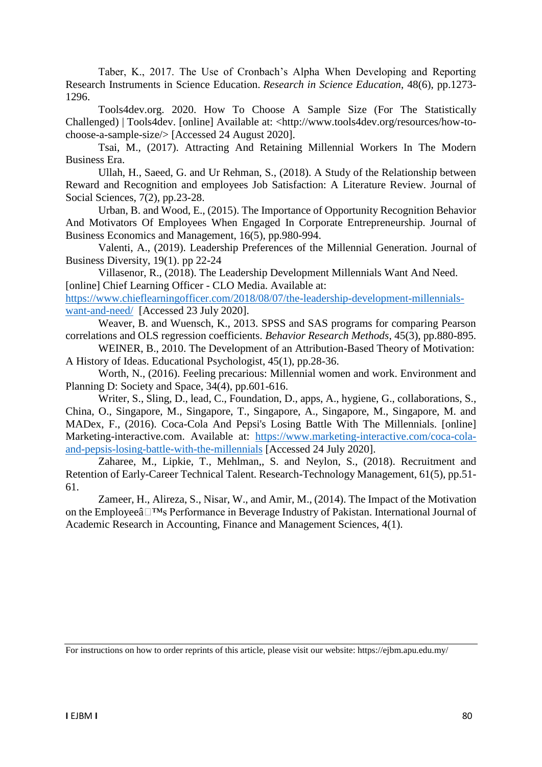Taber, K., 2017. The Use of Cronbach's Alpha When Developing and Reporting Research Instruments in Science Education. *Research in Science Education*, 48(6), pp.1273-1296.

Tools4dev.org. 2020. How To Choose A Sample Size (For The Statistically Challenged) | Tools4dev. [online] Available at: <http://www.tools4dev.org/resources/how-to-choose-a-sample-size/> [Accessed 24 August 2020].

Tsai, M., (2017). Attracting And Retaining Millennial Workers In The Modern Business Era.

Ullah, H., Saeed, G. and Ur Rehman, S., (2018). A Study of the Relationship between Reward and Recognition and employees Job Satisfaction: A Literature Review. Journal of Social Sciences, 7(2), pp.23-28.

Urban, B. and Wood, E., (2015). The Importance of Opportunity Recognition Behavior And Motivators Of Employees When Engaged In Corporate Entrepreneurship. Journal of Business Economics and Management, 16(5), pp.980-994.

Valenti, A., (2019). Leadership Preferences of the Millennial Generation. Journal of Business Diversity, 19(1). pp 22-24

Villasenor, R., (2018). The Leadership Development Millennials Want And Need. [online] Chief Learning Officer - CLO Media. Available at: https://www.chieflearningofficer.com/2018/08/07/the-leadership-development-millennials-want-and-need/ [Accessed 23 July 2020].

Weaver, B. and Wuensch, K., 2013. SPSS and SAS programs for comparing Pearson correlations and OLS regression coefficients. *Behavior Research Methods*, 45(3), pp.880-895.

WEINER, B., 2010. The Development of an Attribution-Based Theory of Motivation: A History of Ideas. Educational Psychologist, 45(1), pp.28-36.

Worth, N., (2016). Feeling precarious: Millennial women and work. Environment and Planning D: Society and Space, 34(4), pp.601-616.

Writer, S., Sling, D., lead, C., Foundation, D., apps, A., hygiene, G., collaborations, S., China, O., Singapore, M., Singapore, T., Singapore, A., Singapore, M., Singapore, M. and MADex, F., (2016). Coca-Cola And Pepsi's Losing Battle With The Millennials. [online] Marketing-interactive.com. Available at: https://www.marketing-interactive.com/coca-cola-and-pepsis-losing-battle-with-the-millennials [Accessed 24 July 2020].

Zaharee, M., Lipkie, T., Mehlman,, S. and Neylon, S., (2018). Recruitment and Retention of Early-Career Technical Talent. Research-Technology Management, 61(5), pp.51-61.

Zameer, H., Alireza, S., Nisar, W., and Amir, M., (2014). The Impact of the Motivation on the Employeeâ□™s Performance in Beverage Industry of Pakistan. International Journal of Academic Research in Accounting, Finance and Management Sciences, 4(1).

For instructions on how to order reprints of this article, please visit our website: https://ejbm.apu.edu.my/